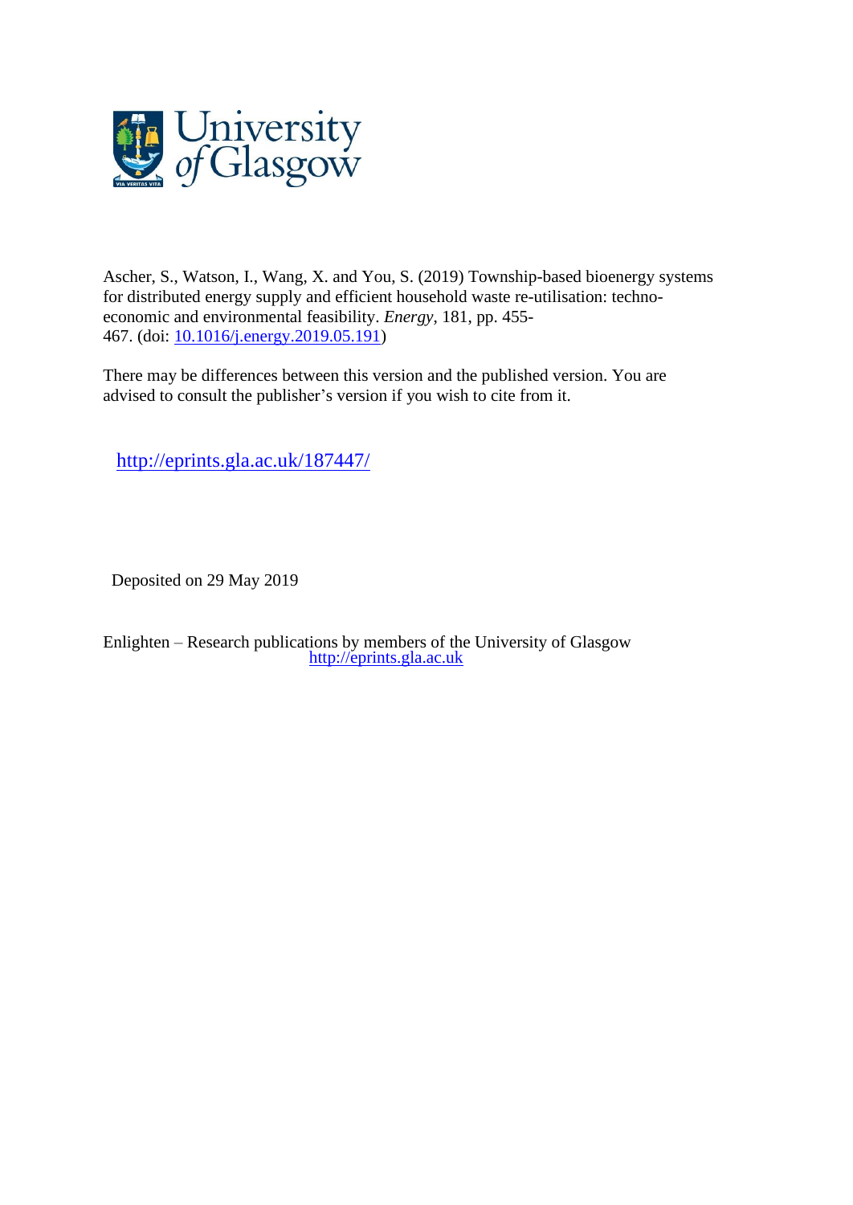Ascher, S., Watson, I., Wang, X. and You, S. (2019) Township-based bioenergy systems for distributed energy supply and efficient household waste re-utilisation: techno-economic and environmental feasibility. *Energy*, 181, pp. 455-467. (doi: [10.1016/j.energy.2019.05.191](http://dx.doi.org/10.1016/j.energy.2019.05.191))

There may be differences between this version and the published version. You are advised to consult the publisher's version if you wish to cite from it.

[http://eprints.gla.ac.uk/187447/](http://eprints.gla.ac.uk/187447/)

Deposited on 29 May 2019

Enlighten – Research publications by members of the University of Glasgow
[http://eprints.gla.ac.uk](http://eprints.gla.ac.uk)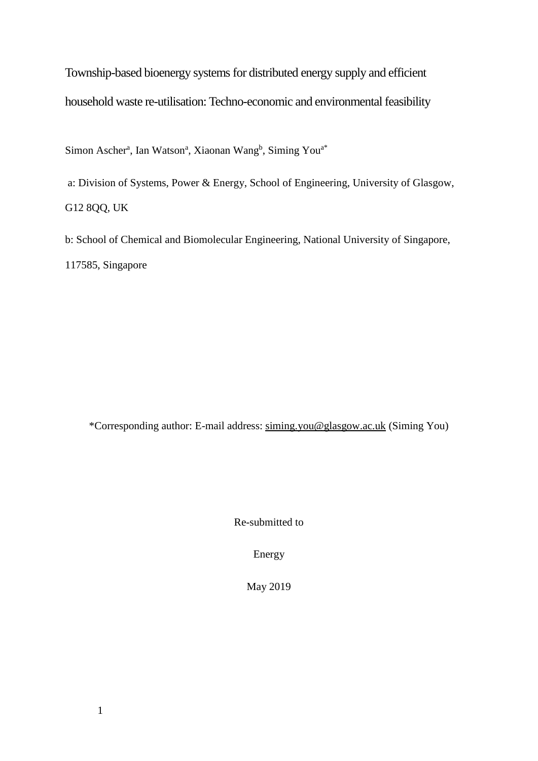# Township-based bioenergy systems for distributed energy supply and efficient household waste re-utilisation: Techno-economic and environmental feasibility

Simon Ascher[a], Ian Watson[a], Xiaonan Wang[b], Siming You[a*]

a: Division of Systems, Power & Energy, School of Engineering, University of Glasgow, G12 8QQ, UK

b: School of Chemical and Biomolecular Engineering, National University of Singapore, 117585, Singapore

*Corresponding author: E-mail address: siming.you@glasgow.ac.uk (Siming You)

Re-submitted to

Energy

May 2019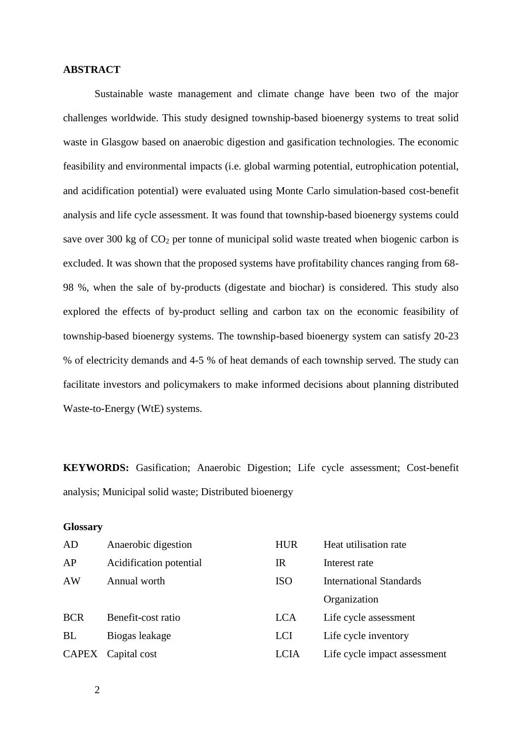**ABSTRACT**

Sustainable waste management and climate change have been two of the major challenges worldwide. This study designed township-based bioenergy systems to treat solid waste in Glasgow based on anaerobic digestion and gasification technologies. The economic feasibility and environmental impacts (i.e. global warming potential, eutrophication potential, and acidification potential) were evaluated using Monte Carlo simulation-based cost-benefit analysis and life cycle assessment. It was found that township-based bioenergy systems could save over 300 kg of $CO_2$ per tonne of municipal solid waste treated when biogenic carbon is excluded. It was shown that the proposed systems have profitability chances ranging from 68-98 %, when the sale of by-products (digestate and biochar) is considered. This study also explored the effects of by-product selling and carbon tax on the economic feasibility of township-based bioenergy systems. The township-based bioenergy system can satisfy 20-23 % of electricity demands and 4-5 % of heat demands of each township served. The study can facilitate investors and policymakers to make informed decisions about planning distributed Waste-to-Energy (WtE) systems.

**KEYWORDS:** Gasification; Anaerobic Digestion; Life cycle assessment; Cost-benefit analysis; Municipal solid waste; Distributed bioenergy

**Glossary**

| | | | |
|---|---|---|---|
| AD | Anaerobic digestion | HUR | Heat utilisation rate |
| AP | Acidification potential | IR | Interest rate |
| AW | Annual worth | ISO | International Standards Organization |
| BCR | Benefit-cost ratio | LCA | Life cycle assessment |
| BL | Biogas leakage | LCI | Life cycle inventory |
| CAPEX | Capital cost | LCIA | Life cycle impact assessment |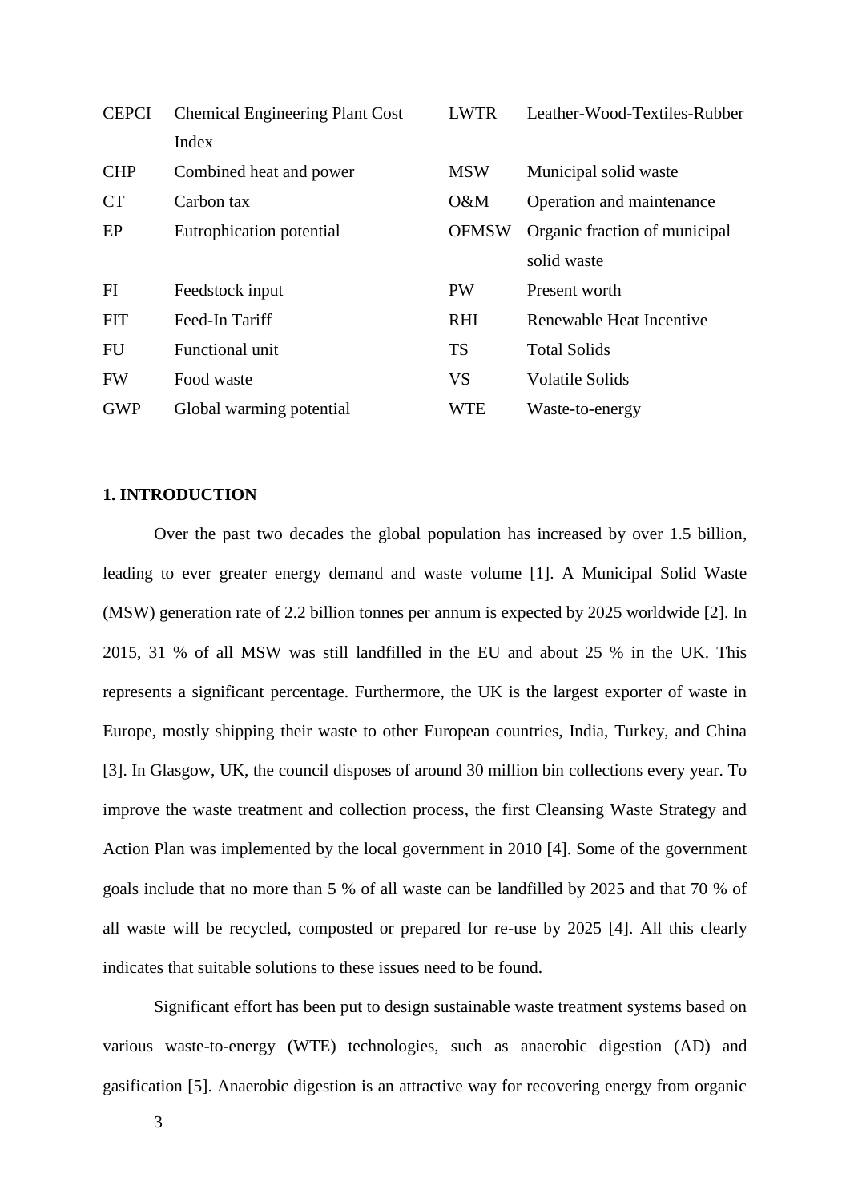| | | | |
|---|---|---|---|
| CEPCI | Chemical Engineering Plant Cost Index | LWTR | Leather-Wood-Textiles-Rubber |
| CHP | Combined heat and power | MSW | Municipal solid waste |
| CT | Carbon tax | O&M | Operation and maintenance |
| EP | Eutrophication potential | OFMSW | Organic fraction of municipal solid waste |
| FI | Feedstock input | PW | Present worth |
| FIT | Feed-In Tariff | RHI | Renewable Heat Incentive |
| FU | Functional unit | TS | Total Solids |
| FW | Food waste | VS | Volatile Solids |
| GWP | Global warming potential | WTE | Waste-to-energy |

## 1. INTRODUCTION

Over the past two decades the global population has increased by over 1.5 billion, leading to ever greater energy demand and waste volume [1]. A Municipal Solid Waste (MSW) generation rate of 2.2 billion tonnes per annum is expected by 2025 worldwide [2]. In 2015, 31 % of all MSW was still landfilled in the EU and about 25 % in the UK. This represents a significant percentage. Furthermore, the UK is the largest exporter of waste in Europe, mostly shipping their waste to other European countries, India, Turkey, and China [3]. In Glasgow, UK, the council disposes of around 30 million bin collections every year. To improve the waste treatment and collection process, the first Cleansing Waste Strategy and Action Plan was implemented by the local government in 2010 [4]. Some of the government goals include that no more than 5 % of all waste can be landfilled by 2025 and that 70 % of all waste will be recycled, composted or prepared for re-use by 2025 [4]. All this clearly indicates that suitable solutions to these issues need to be found.

Significant effort has been put to design sustainable waste treatment systems based on various waste-to-energy (WTE) technologies, such as anaerobic digestion (AD) and gasification [5]. Anaerobic digestion is an attractive way for recovering energy from organic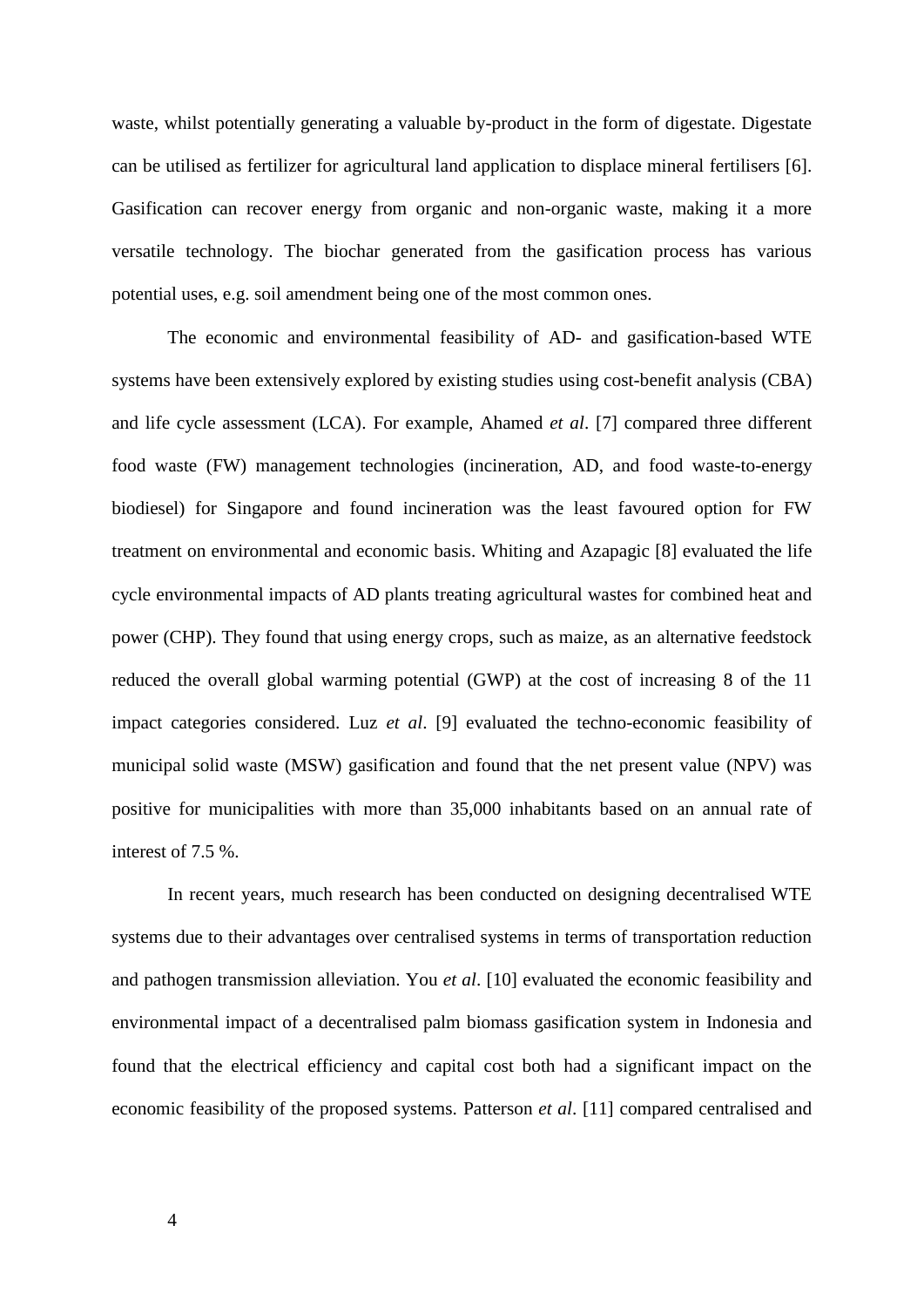waste, whilst potentially generating a valuable by-product in the form of digestate. Digestate can be utilised as fertilizer for agricultural land application to displace mineral fertilisers [6]. Gasification can recover energy from organic and non-organic waste, making it a more versatile technology. The biochar generated from the gasification process has various potential uses, e.g. soil amendment being one of the most common ones.

The economic and environmental feasibility of AD- and gasification-based WTE systems have been extensively explored by existing studies using cost-benefit analysis (CBA) and life cycle assessment (LCA). For example, Ahamed *et al*. [7] compared three different food waste (FW) management technologies (incineration, AD, and food waste-to-energy biodiesel) for Singapore and found incineration was the least favoured option for FW treatment on environmental and economic basis. Whiting and Azapagic [8] evaluated the life cycle environmental impacts of AD plants treating agricultural wastes for combined heat and power (CHP). They found that using energy crops, such as maize, as an alternative feedstock reduced the overall global warming potential (GWP) at the cost of increasing 8 of the 11 impact categories considered. Luz *et al*. [9] evaluated the techno-economic feasibility of municipal solid waste (MSW) gasification and found that the net present value (NPV) was positive for municipalities with more than 35,000 inhabitants based on an annual rate of interest of 7.5 %.

In recent years, much research has been conducted on designing decentralised WTE systems due to their advantages over centralised systems in terms of transportation reduction and pathogen transmission alleviation. You *et al*. [10] evaluated the economic feasibility and environmental impact of a decentralised palm biomass gasification system in Indonesia and found that the electrical efficiency and capital cost both had a significant impact on the economic feasibility of the proposed systems. Patterson *et al*. [11] compared centralised and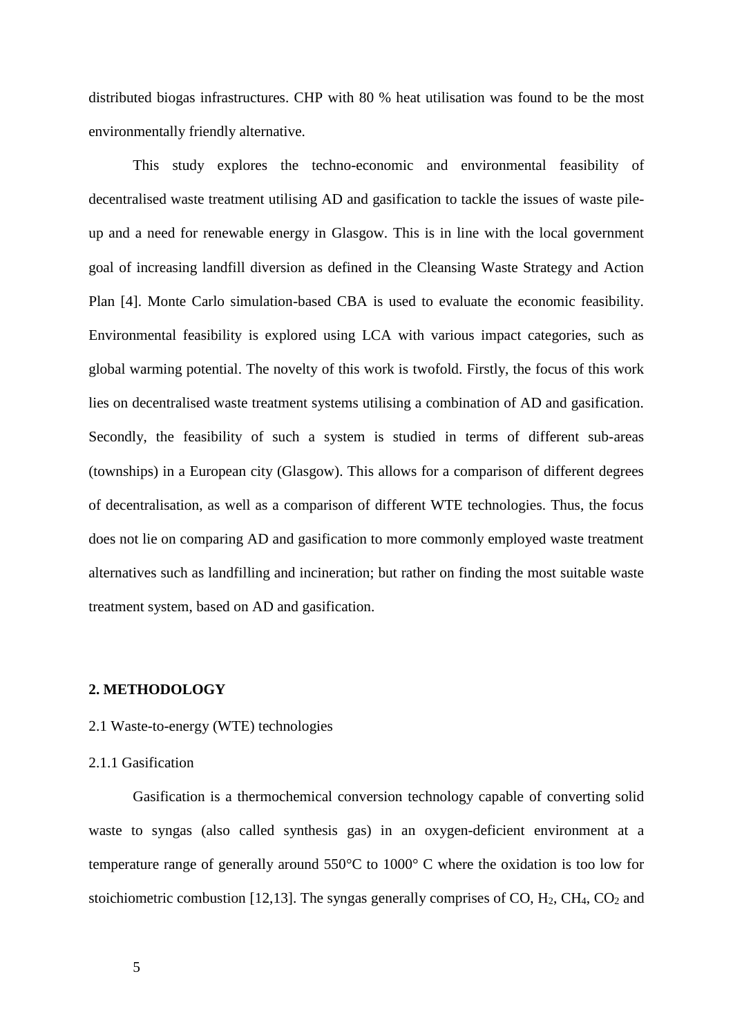distributed biogas infrastructures. CHP with 80 % heat utilisation was found to be the most environmentally friendly alternative.

This study explores the techno-economic and environmental feasibility of decentralised waste treatment utilising AD and gasification to tackle the issues of waste pile-up and a need for renewable energy in Glasgow. This is in line with the local government goal of increasing landfill diversion as defined in the Cleansing Waste Strategy and Action Plan [4]. Monte Carlo simulation-based CBA is used to evaluate the economic feasibility. Environmental feasibility is explored using LCA with various impact categories, such as global warming potential. The novelty of this work is twofold. Firstly, the focus of this work lies on decentralised waste treatment systems utilising a combination of AD and gasification. Secondly, the feasibility of such a system is studied in terms of different sub-areas (townships) in a European city (Glasgow). This allows for a comparison of different degrees of decentralisation, as well as a comparison of different WTE technologies. Thus, the focus does not lie on comparing AD and gasification to more commonly employed waste treatment alternatives such as landfilling and incineration; but rather on finding the most suitable waste treatment system, based on AD and gasification.

## 2. METHODOLOGY

### 2.1 Waste-to-energy (WTE) technologies

#### 2.1.1 Gasification

Gasification is a thermochemical conversion technology capable of converting solid waste to syngas (also called synthesis gas) in an oxygen-deficient environment at a temperature range of generally around 550°C to 1000° C where the oxidation is too low for stoichiometric combustion [12,13]. The syngas generally comprises of CO, $H_2$, $CH_4$, $CO_2$ and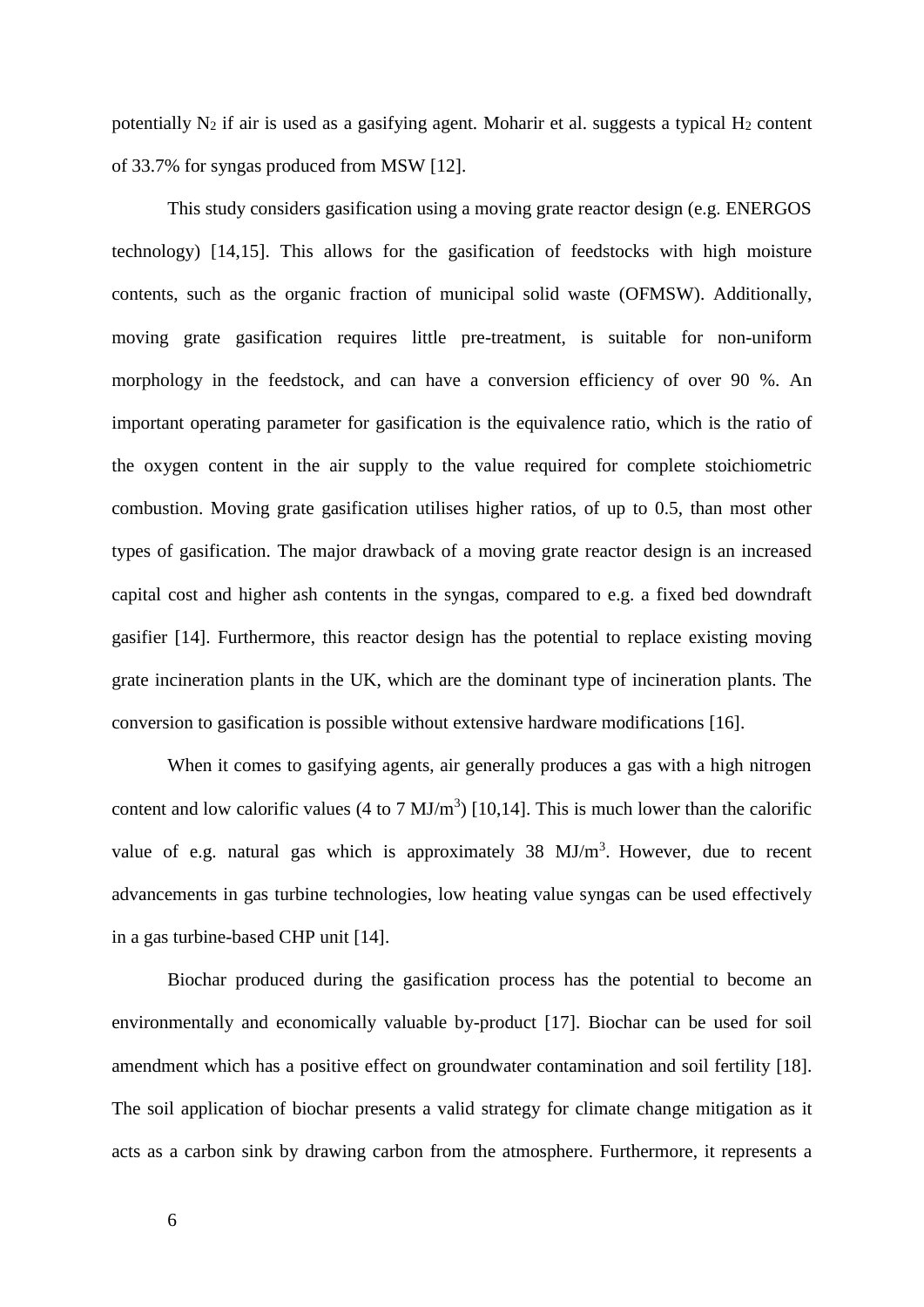potentially $N_2$ if air is used as a gasifying agent. Moharir et al. suggests a typical $H_2$ content of 33.7% for syngas produced from MSW [12].

This study considers gasification using a moving grate reactor design (e.g. ENERGOS technology) [14,15]. This allows for the gasification of feedstocks with high moisture contents, such as the organic fraction of municipal solid waste (OFMSW). Additionally, moving grate gasification requires little pre-treatment, is suitable for non-uniform morphology in the feedstock, and can have a conversion efficiency of over 90 %. An important operating parameter for gasification is the equivalence ratio, which is the ratio of the oxygen content in the air supply to the value required for complete stoichiometric combustion. Moving grate gasification utilises higher ratios, of up to 0.5, than most other types of gasification. The major drawback of a moving grate reactor design is an increased capital cost and higher ash contents in the syngas, compared to e.g. a fixed bed downdraft gasifier [14]. Furthermore, this reactor design has the potential to replace existing moving grate incineration plants in the UK, which are the dominant type of incineration plants. The conversion to gasification is possible without extensive hardware modifications [16].

When it comes to gasifying agents, air generally produces a gas with a high nitrogen content and low calorific values (4 to 7 $MJ/m^3$) [10,14]. This is much lower than the calorific value of e.g. natural gas which is approximately 38 $MJ/m^3$. However, due to recent advancements in gas turbine technologies, low heating value syngas can be used effectively in a gas turbine-based CHP unit [14].

Biochar produced during the gasification process has the potential to become an environmentally and economically valuable by-product [17]. Biochar can be used for soil amendment which has a positive effect on groundwater contamination and soil fertility [18]. The soil application of biochar presents a valid strategy for climate change mitigation as it acts as a carbon sink by drawing carbon from the atmosphere. Furthermore, it represents a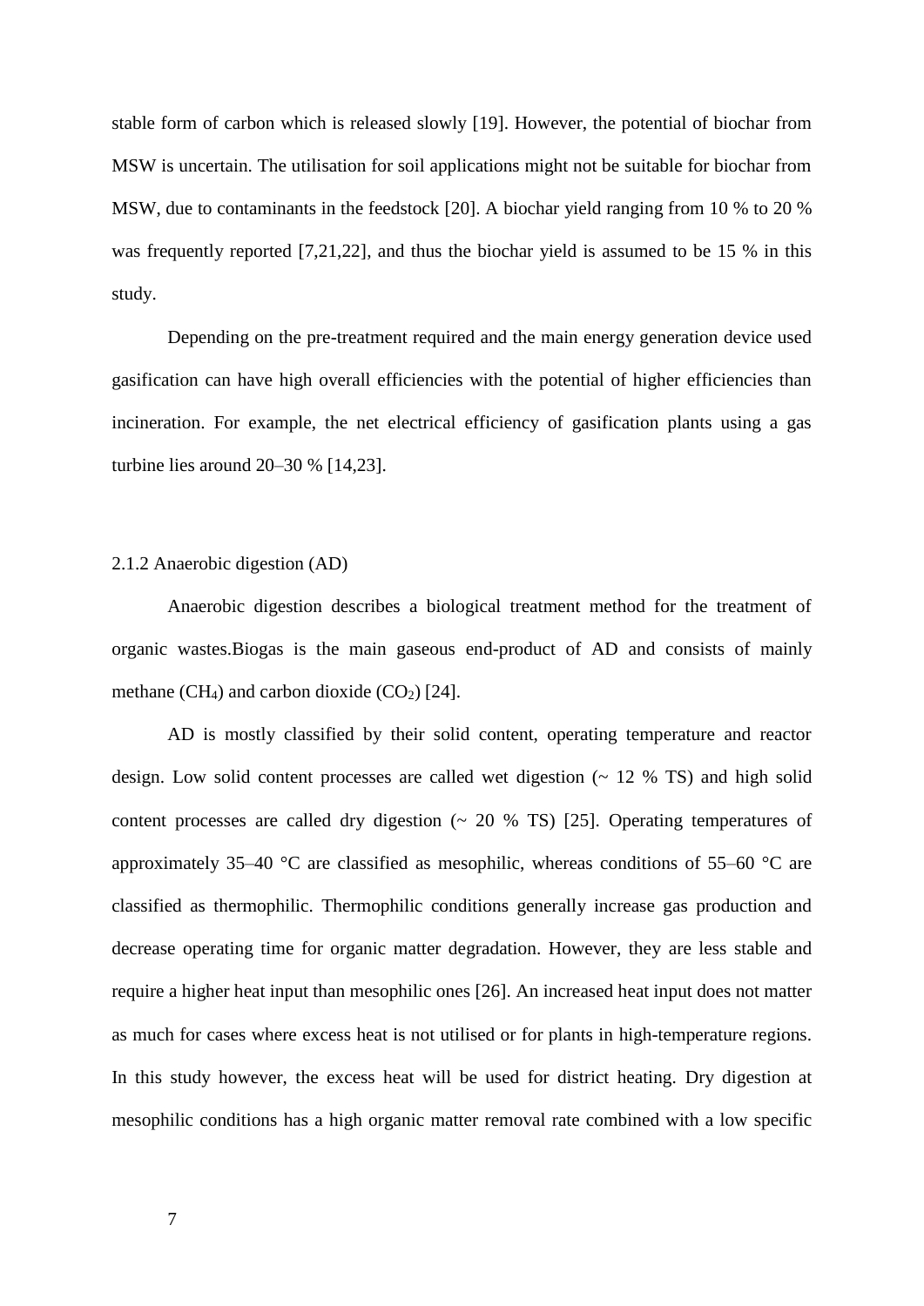stable form of carbon which is released slowly [19]. However, the potential of biochar from MSW is uncertain. The utilisation for soil applications might not be suitable for biochar from MSW, due to contaminants in the feedstock [20]. A biochar yield ranging from 10 % to 20 % was frequently reported [7,21,22], and thus the biochar yield is assumed to be 15 % in this study.

Depending on the pre-treatment required and the main energy generation device used gasification can have high overall efficiencies with the potential of higher efficiencies than incineration. For example, the net electrical efficiency of gasification plants using a gas turbine lies around 20–30 % [14,23].

### 2.1.2 Anaerobic digestion (AD)

Anaerobic digestion describes a biological treatment method for the treatment of organic wastes.Biogas is the main gaseous end-product of AD and consists of mainly methane ($CH_4$) and carbon dioxide ($CO_2$) [24].

AD is mostly classified by their solid content, operating temperature and reactor design. Low solid content processes are called wet digestion (~ 12 % TS) and high solid content processes are called dry digestion (~ 20 % TS) [25]. Operating temperatures of approximately 35–40 °C are classified as mesophilic, whereas conditions of 55–60 °C are classified as thermophilic. Thermophilic conditions generally increase gas production and decrease operating time for organic matter degradation. However, they are less stable and require a higher heat input than mesophilic ones [26]. An increased heat input does not matter as much for cases where excess heat is not utilised or for plants in high-temperature regions. In this study however, the excess heat will be used for district heating. Dry digestion at mesophilic conditions has a high organic matter removal rate combined with a low specific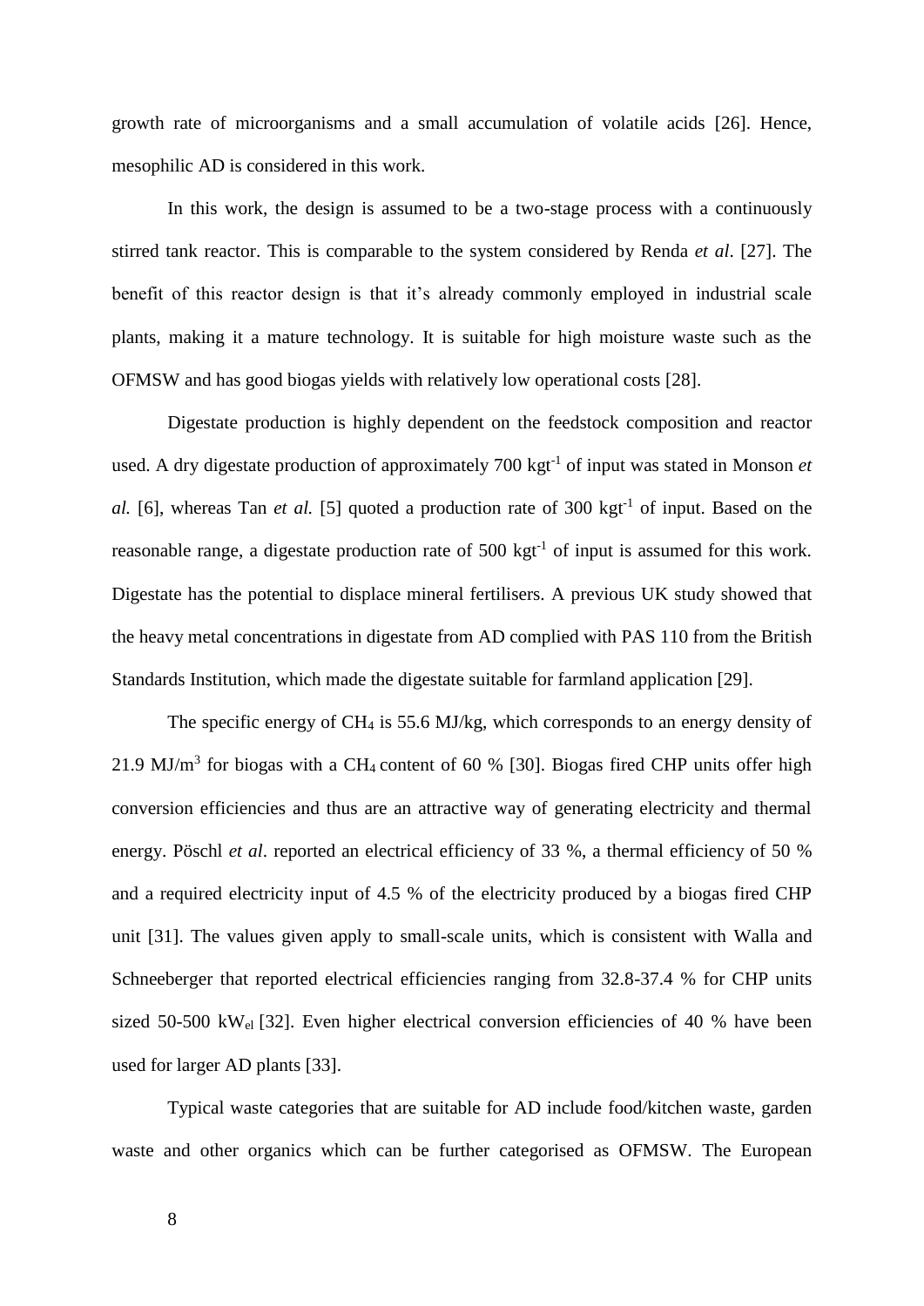growth rate of microorganisms and a small accumulation of volatile acids [26]. Hence, mesophilic AD is considered in this work.

In this work, the design is assumed to be a two-stage process with a continuously stirred tank reactor. This is comparable to the system considered by Renda *et al*. [27]. The benefit of this reactor design is that it's already commonly employed in industrial scale plants, making it a mature technology. It is suitable for high moisture waste such as the OFMSW and has good biogas yields with relatively low operational costs [28].

Digestate production is highly dependent on the feedstock composition and reactor used. A dry digestate production of approximately 700 $kgt^{-1}$ of input was stated in Monson *et al.* [6], whereas Tan *et al.* [5] quoted a production rate of 300 $kgt^{-1}$ of input. Based on the reasonable range, a digestate production rate of 500 $kgt^{-1}$ of input is assumed for this work. Digestate has the potential to displace mineral fertilisers. A previous UK study showed that the heavy metal concentrations in digestate from AD complied with PAS 110 from the British Standards Institution, which made the digestate suitable for farmland application [29].

The specific energy of $CH_4$ is 55.6 MJ/kg, which corresponds to an energy density of 21.9 $MJ/m^3$ for biogas with a $CH_4$ content of 60 % [30]. Biogas fired CHP units offer high conversion efficiencies and thus are an attractive way of generating electricity and thermal energy. Pöschl *et al*. reported an electrical efficiency of 33 %, a thermal efficiency of 50 % and a required electricity input of 4.5 % of the electricity produced by a biogas fired CHP unit [31]. The values given apply to small-scale units, which is consistent with Walla and Schneeberger that reported electrical efficiencies ranging from 32.8-37.4 % for CHP units sized 50-500 $kW_{el}$ [32]. Even higher electrical conversion efficiencies of 40 % have been used for larger AD plants [33].

Typical waste categories that are suitable for AD include food/kitchen waste, garden waste and other organics which can be further categorised as OFMSW. The European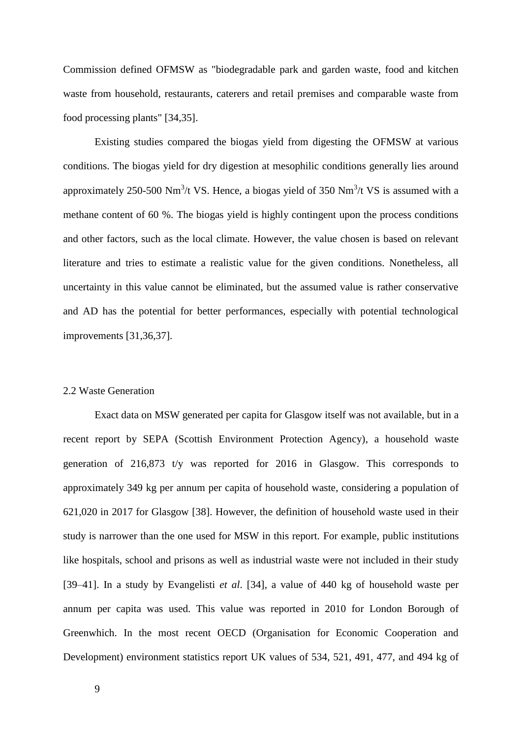Commission defined OFMSW as "biodegradable park and garden waste, food and kitchen waste from household, restaurants, caterers and retail premises and comparable waste from food processing plants" [34,35].

Existing studies compared the biogas yield from digesting the OFMSW at various conditions. The biogas yield for dry digestion at mesophilic conditions generally lies around approximately 250-500 $Nm^3$/t VS. Hence, a biogas yield of 350 $Nm^3$/t VS is assumed with a methane content of 60 %. The biogas yield is highly contingent upon the process conditions and other factors, such as the local climate. However, the value chosen is based on relevant literature and tries to estimate a realistic value for the given conditions. Nonetheless, all uncertainty in this value cannot be eliminated, but the assumed value is rather conservative and AD has the potential for better performances, especially with potential technological improvements [31,36,37].

## 2.2 Waste Generation

Exact data on MSW generated per capita for Glasgow itself was not available, but in a recent report by SEPA (Scottish Environment Protection Agency), a household waste generation of 216,873 t/y was reported for 2016 in Glasgow. This corresponds to approximately 349 kg per annum per capita of household waste, considering a population of 621,020 in 2017 for Glasgow [38]. However, the definition of household waste used in their study is narrower than the one used for MSW in this report. For example, public institutions like hospitals, school and prisons as well as industrial waste were not included in their study [39–41]. In a study by Evangelisti *et al*. [34], a value of 440 kg of household waste per annum per capita was used. This value was reported in 2010 for London Borough of Greenwhich. In the most recent OECD (Organisation for Economic Cooperation and Development) environment statistics report UK values of 534, 521, 491, 477, and 494 kg of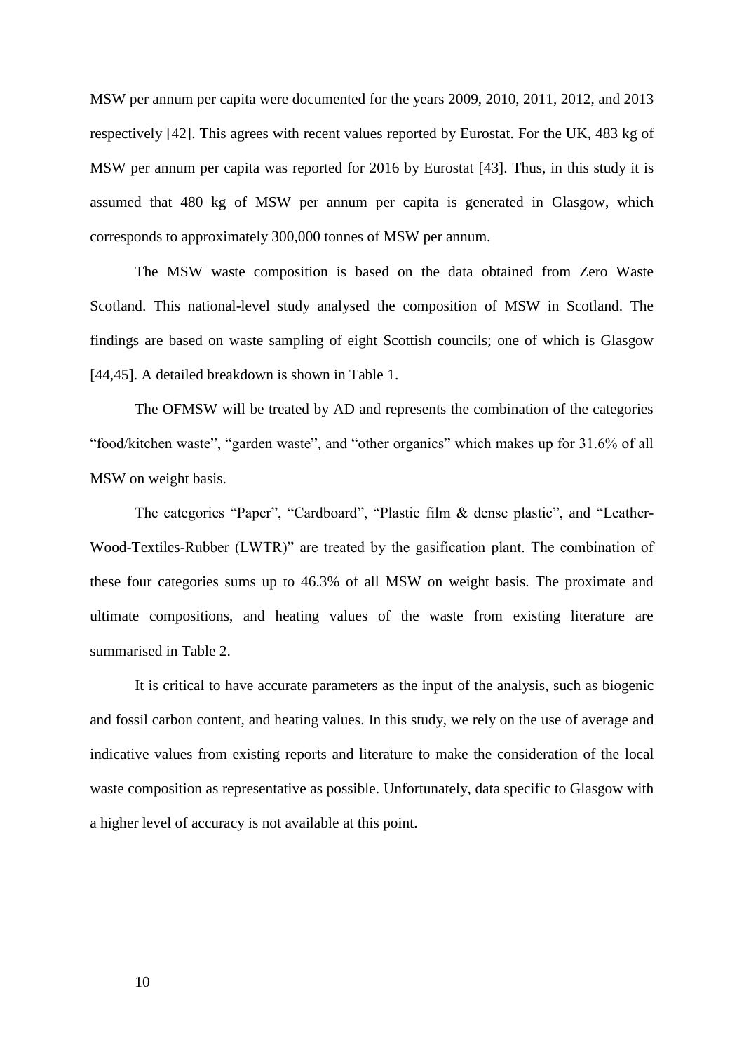MSW per annum per capita were documented for the years 2009, 2010, 2011, 2012, and 2013 respectively [42]. This agrees with recent values reported by Eurostat. For the UK, 483 kg of MSW per annum per capita was reported for 2016 by Eurostat [43]. Thus, in this study it is assumed that 480 kg of MSW per annum per capita is generated in Glasgow, which corresponds to approximately 300,000 tonnes of MSW per annum.

The MSW waste composition is based on the data obtained from Zero Waste Scotland. This national-level study analysed the composition of MSW in Scotland. The findings are based on waste sampling of eight Scottish councils; one of which is Glasgow [44,45]. A detailed breakdown is shown in Table 1.

The OFMSW will be treated by AD and represents the combination of the categories "food/kitchen waste", "garden waste", and "other organics" which makes up for 31.6% of all MSW on weight basis.

The categories "Paper", "Cardboard", "Plastic film & dense plastic", and "Leather-Wood-Textiles-Rubber (LWTR)" are treated by the gasification plant. The combination of these four categories sums up to 46.3% of all MSW on weight basis. The proximate and ultimate compositions, and heating values of the waste from existing literature are summarised in Table 2.

It is critical to have accurate parameters as the input of the analysis, such as biogenic and fossil carbon content, and heating values. In this study, we rely on the use of average and indicative values from existing reports and literature to make the consideration of the local waste composition as representative as possible. Unfortunately, data specific to Glasgow with a higher level of accuracy is not available at this point.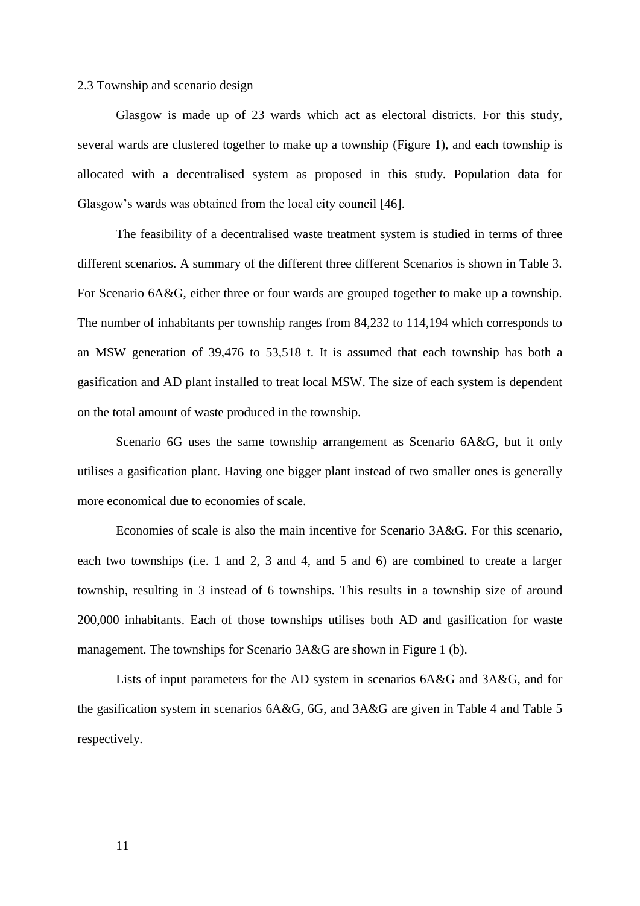### 2.3 Township and scenario design

Glasgow is made up of 23 wards which act as electoral districts. For this study, several wards are clustered together to make up a township (Figure 1), and each township is allocated with a decentralised system as proposed in this study. Population data for Glasgow's wards was obtained from the local city council [46].

The feasibility of a decentralised waste treatment system is studied in terms of three different scenarios. A summary of the different three different Scenarios is shown in Table 3. For Scenario 6A&G, either three or four wards are grouped together to make up a township. The number of inhabitants per township ranges from 84,232 to 114,194 which corresponds to an MSW generation of 39,476 to 53,518 t. It is assumed that each township has both a gasification and AD plant installed to treat local MSW. The size of each system is dependent on the total amount of waste produced in the township.

Scenario 6G uses the same township arrangement as Scenario 6A&G, but it only utilises a gasification plant. Having one bigger plant instead of two smaller ones is generally more economical due to economies of scale.

Economies of scale is also the main incentive for Scenario 3A&G. For this scenario, each two townships (i.e. 1 and 2, 3 and 4, and 5 and 6) are combined to create a larger township, resulting in 3 instead of 6 townships. This results in a township size of around 200,000 inhabitants. Each of those townships utilises both AD and gasification for waste management. The townships for Scenario 3A&G are shown in Figure 1 (b).

Lists of input parameters for the AD system in scenarios 6A&G and 3A&G, and for the gasification system in scenarios 6A&G, 6G, and 3A&G are given in Table 4 and Table 5 respectively.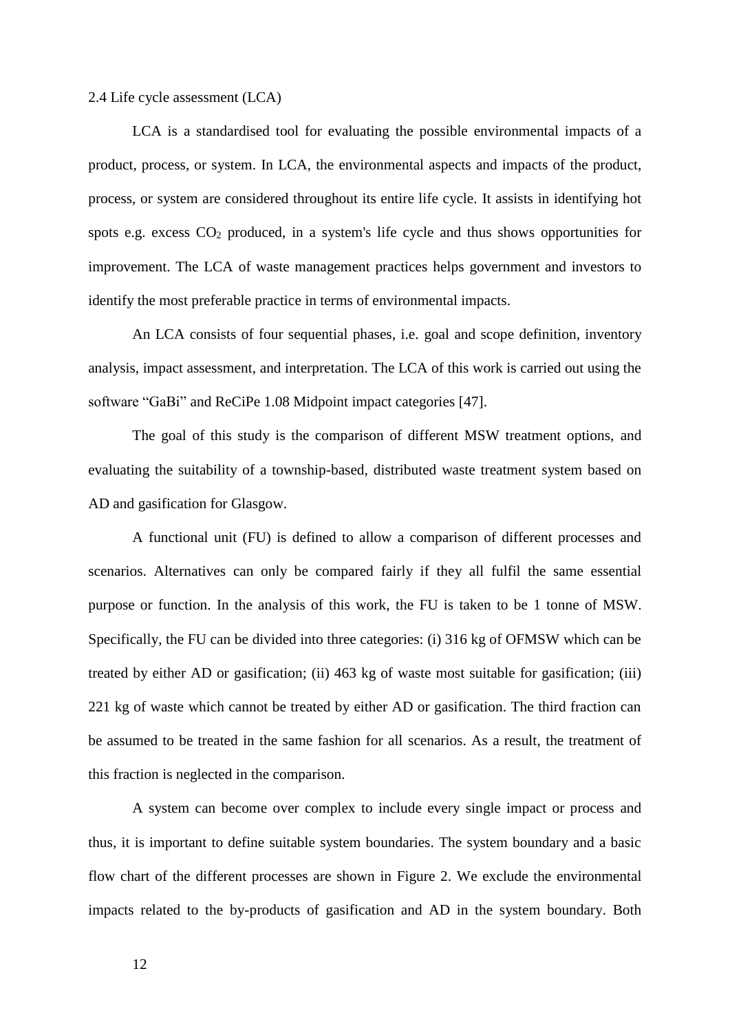## 2.4 Life cycle assessment (LCA)

LCA is a standardised tool for evaluating the possible environmental impacts of a product, process, or system. In LCA, the environmental aspects and impacts of the product, process, or system are considered throughout its entire life cycle. It assists in identifying hot spots e.g. excess $CO_2$ produced, in a system's life cycle and thus shows opportunities for improvement. The LCA of waste management practices helps government and investors to identify the most preferable practice in terms of environmental impacts.

An LCA consists of four sequential phases, i.e. goal and scope definition, inventory analysis, impact assessment, and interpretation. The LCA of this work is carried out using the software "GaBi" and ReCiPe 1.08 Midpoint impact categories [47].

The goal of this study is the comparison of different MSW treatment options, and evaluating the suitability of a township-based, distributed waste treatment system based on AD and gasification for Glasgow.

A functional unit (FU) is defined to allow a comparison of different processes and scenarios. Alternatives can only be compared fairly if they all fulfil the same essential purpose or function. In the analysis of this work, the FU is taken to be 1 tonne of MSW. Specifically, the FU can be divided into three categories: (i) 316 kg of OFMSW which can be treated by either AD or gasification; (ii) 463 kg of waste most suitable for gasification; (iii) 221 kg of waste which cannot be treated by either AD or gasification. The third fraction can be assumed to be treated in the same fashion for all scenarios. As a result, the treatment of this fraction is neglected in the comparison.

A system can become over complex to include every single impact or process and thus, it is important to define suitable system boundaries. The system boundary and a basic flow chart of the different processes are shown in Figure 2. We exclude the environmental impacts related to the by-products of gasification and AD in the system boundary. Both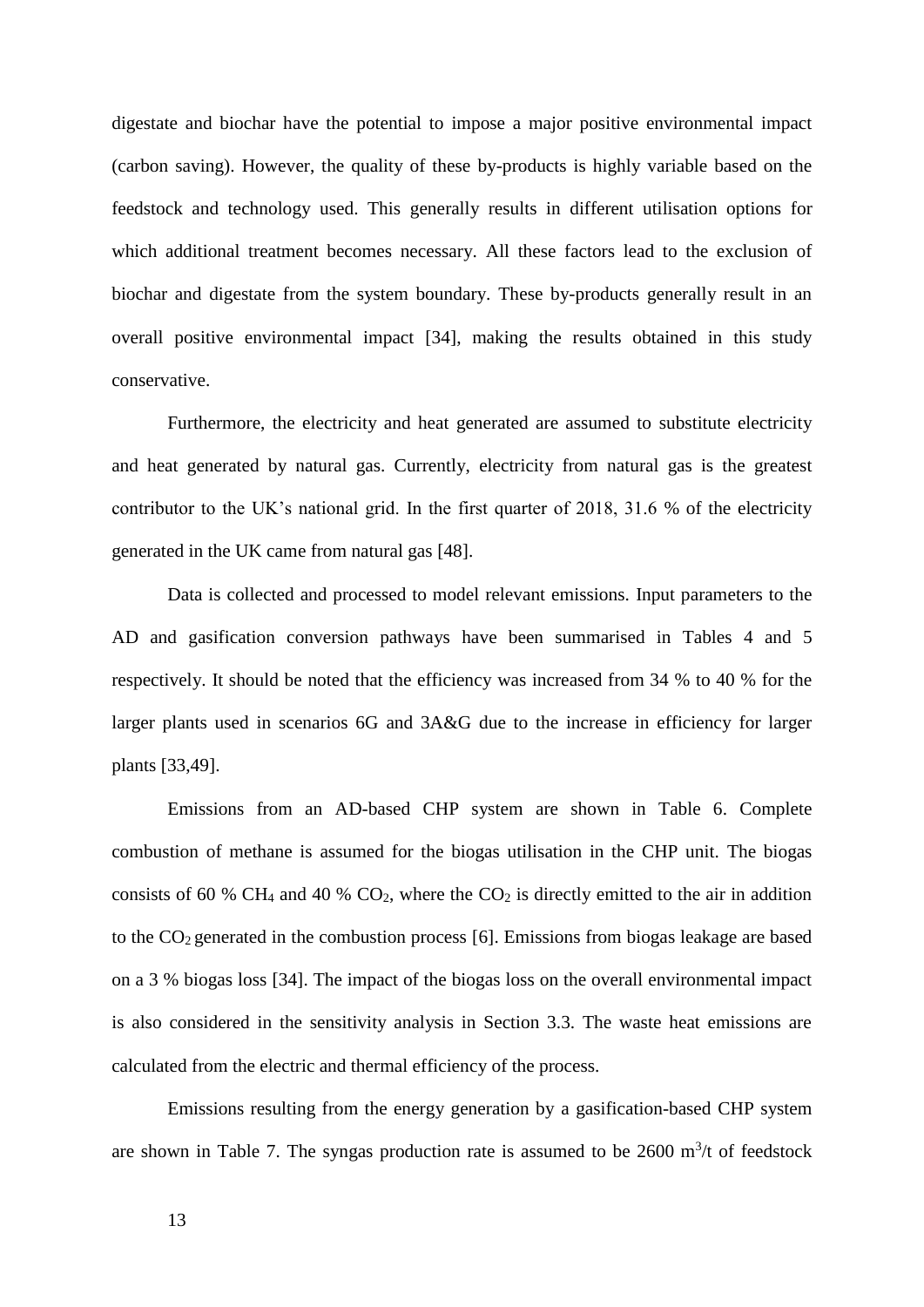digestate and biochar have the potential to impose a major positive environmental impact (carbon saving). However, the quality of these by-products is highly variable based on the feedstock and technology used. This generally results in different utilisation options for which additional treatment becomes necessary. All these factors lead to the exclusion of biochar and digestate from the system boundary. These by-products generally result in an overall positive environmental impact [34], making the results obtained in this study conservative.

Furthermore, the electricity and heat generated are assumed to substitute electricity and heat generated by natural gas. Currently, electricity from natural gas is the greatest contributor to the UK's national grid. In the first quarter of 2018, 31.6 % of the electricity generated in the UK came from natural gas [48].

Data is collected and processed to model relevant emissions. Input parameters to the AD and gasification conversion pathways have been summarised in Tables 4 and 5 respectively. It should be noted that the efficiency was increased from 34 % to 40 % for the larger plants used in scenarios 6G and 3A&G due to the increase in efficiency for larger plants [33,49].

Emissions from an AD-based CHP system are shown in Table 6. Complete combustion of methane is assumed for the biogas utilisation in the CHP unit. The biogas consists of 60 % $CH_4$ and 40 % $CO_2$, where the $CO_2$ is directly emitted to the air in addition to the $CO_2$ generated in the combustion process [6]. Emissions from biogas leakage are based on a 3 % biogas loss [34]. The impact of the biogas loss on the overall environmental impact is also considered in the sensitivity analysis in Section 3.3. The waste heat emissions are calculated from the electric and thermal efficiency of the process.

Emissions resulting from the energy generation by a gasification-based CHP system are shown in Table 7. The syngas production rate is assumed to be 2600 $m^3$/t of feedstock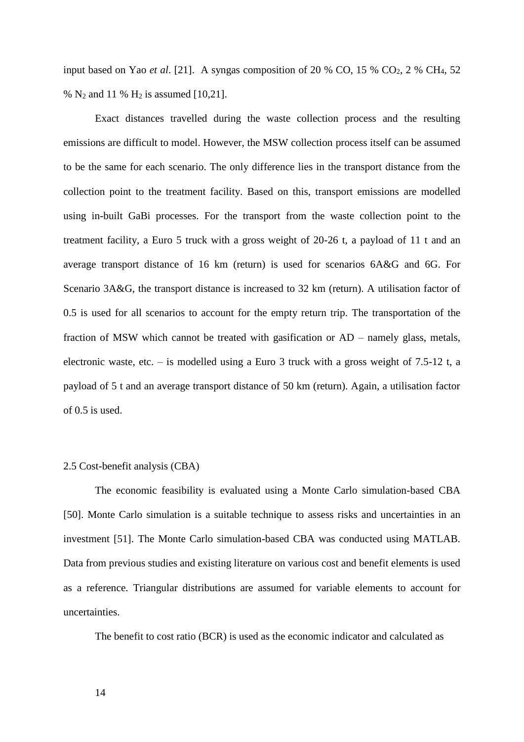input based on Yao *et al*. [21]. A syngas composition of 20 % CO, 15 % $CO_2$, 2 % $CH_4$, 52 % $N_2$ and 11 % $H_2$ is assumed [10,21].

Exact distances travelled during the waste collection process and the resulting emissions are difficult to model. However, the MSW collection process itself can be assumed to be the same for each scenario. The only difference lies in the transport distance from the collection point to the treatment facility. Based on this, transport emissions are modelled using in-built GaBi processes. For the transport from the waste collection point to the treatment facility, a Euro 5 truck with a gross weight of 20-26 t, a payload of 11 t and an average transport distance of 16 km (return) is used for scenarios 6A&G and 6G. For Scenario 3A&G, the transport distance is increased to 32 km (return). A utilisation factor of 0.5 is used for all scenarios to account for the empty return trip. The transportation of the fraction of MSW which cannot be treated with gasification or AD – namely glass, metals, electronic waste, etc. – is modelled using a Euro 3 truck with a gross weight of 7.5-12 t, a payload of 5 t and an average transport distance of 50 km (return). Again, a utilisation factor of 0.5 is used.

### 2.5 Cost-benefit analysis (CBA)

The economic feasibility is evaluated using a Monte Carlo simulation-based CBA [50]. Monte Carlo simulation is a suitable technique to assess risks and uncertainties in an investment [51]. The Monte Carlo simulation-based CBA was conducted using MATLAB. Data from previous studies and existing literature on various cost and benefit elements is used as a reference. Triangular distributions are assumed for variable elements to account for uncertainties.

The benefit to cost ratio (BCR) is used as the economic indicator and calculated as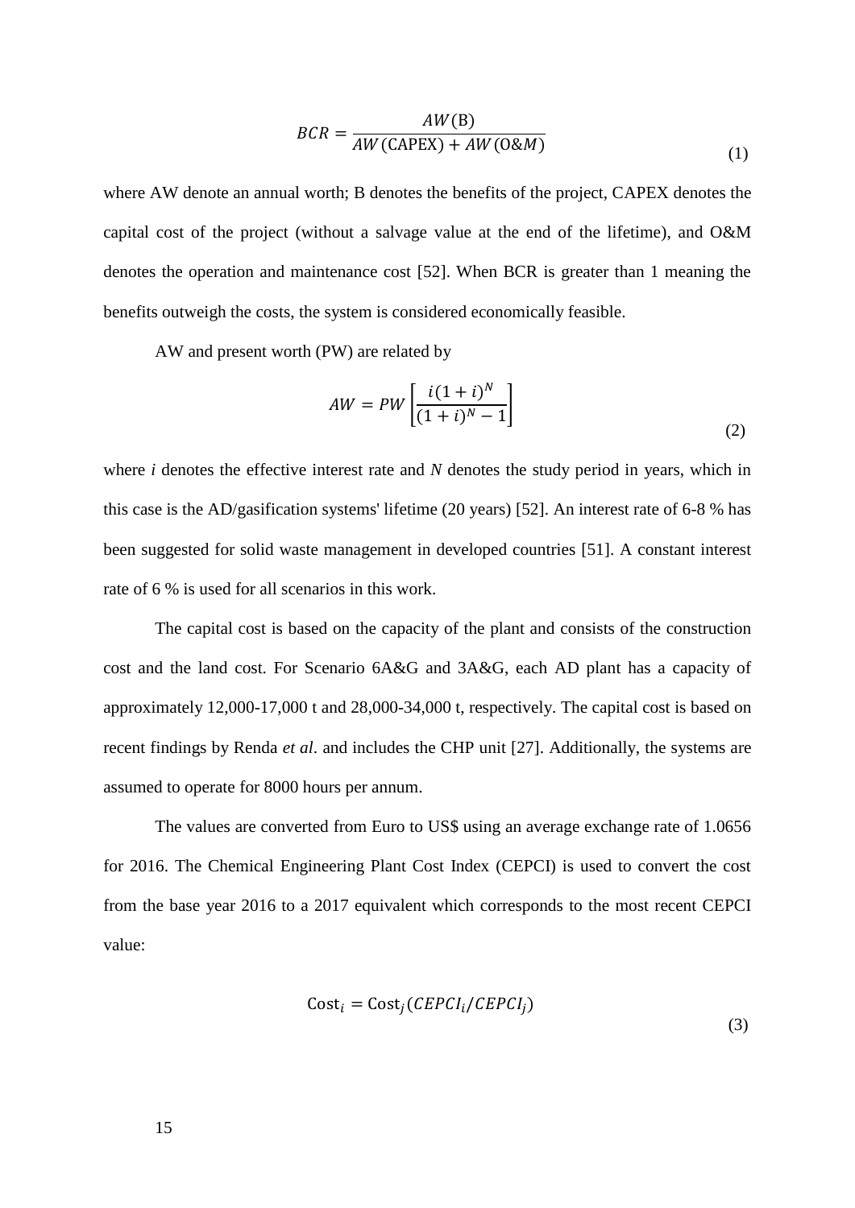$$BCR = \frac{AW(\text{B})}{AW(\text{CAPEX}) + AW(\text{O\&}M)} \tag{1}$$

where AW denote an annual worth; B denotes the benefits of the project, CAPEX denotes the capital cost of the project (without a salvage value at the end of the lifetime), and O&M denotes the operation and maintenance cost [52]. When BCR is greater than 1 meaning the benefits outweigh the costs, the system is considered economically feasible.

AW and present worth (PW) are related by

$$AW = PW \left[\frac{i(1+i)^N}{(1+i)^N - 1}\right] \tag{2}$$

where *i* denotes the effective interest rate and *N* denotes the study period in years, which in this case is the AD/gasification systems' lifetime (20 years) [52]. An interest rate of 6-8 % has been suggested for solid waste management in developed countries [51]. A constant interest rate of 6 % is used for all scenarios in this work.

The capital cost is based on the capacity of the plant and consists of the construction cost and the land cost. For Scenario 6A&G and 3A&G, each AD plant has a capacity of approximately 12,000-17,000 t and 28,000-34,000 t, respectively. The capital cost is based on recent findings by Renda *et al*. and includes the CHP unit [27]. Additionally, the systems are assumed to operate for 8000 hours per annum.

The values are converted from Euro to US$ using an average exchange rate of 1.0656 for 2016. The Chemical Engineering Plant Cost Index (CEPCI) is used to convert the cost from the base year 2016 to a 2017 equivalent which corresponds to the most recent CEPCI value:

$$\text{Cost}_i = \text{Cost}_j(CEPCI_i/CEPCI_j) \tag{3}$$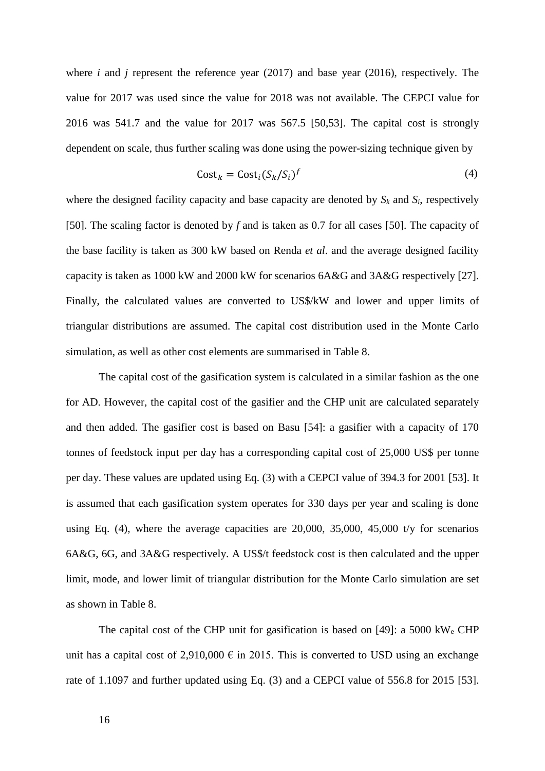where $i$ and $j$ represent the reference year (2017) and base year (2016), respectively. The value for 2017 was used since the value for 2018 was not available. The CEPCI value for 2016 was 541.7 and the value for 2017 was 567.5 [50,53]. The capital cost is strongly dependent on scale, thus further scaling was done using the power-sizing technique given by

$$\text{Cost}_k = \text{Cost}_i (S_k/S_i)^f \tag{4}$$

where the designed facility capacity and base capacity are denoted by $S_k$ and $S_i$, respectively [50]. The scaling factor is denoted by $f$ and is taken as 0.7 for all cases [50]. The capacity of the base facility is taken as 300 kW based on Renda *et al*. and the average designed facility capacity is taken as 1000 kW and 2000 kW for scenarios 6A&G and 3A&G respectively [27]. Finally, the calculated values are converted to US$/kW and lower and upper limits of triangular distributions are assumed. The capital cost distribution used in the Monte Carlo simulation, as well as other cost elements are summarised in Table 8.

The capital cost of the gasification system is calculated in a similar fashion as the one for AD. However, the capital cost of the gasifier and the CHP unit are calculated separately and then added. The gasifier cost is based on Basu [54]: a gasifier with a capacity of 170 tonnes of feedstock input per day has a corresponding capital cost of 25,000 US$ per tonne per day. These values are updated using Eq. (3) with a CEPCI value of 394.3 for 2001 [53]. It is assumed that each gasification system operates for 330 days per year and scaling is done using Eq. (4), where the average capacities are 20,000, 35,000, 45,000 t/y for scenarios 6A&G, 6G, and 3A&G respectively. A US$/t feedstock cost is then calculated and the upper limit, mode, and lower limit of triangular distribution for the Monte Carlo simulation are set as shown in Table 8.

The capital cost of the CHP unit for gasification is based on [49]: a 5000 $\text{kW}_\text{e}$ CHP unit has a capital cost of 2,910,000 € in 2015. This is converted to USD using an exchange rate of 1.1097 and further updated using Eq. (3) and a CEPCI value of 556.8 for 2015 [53].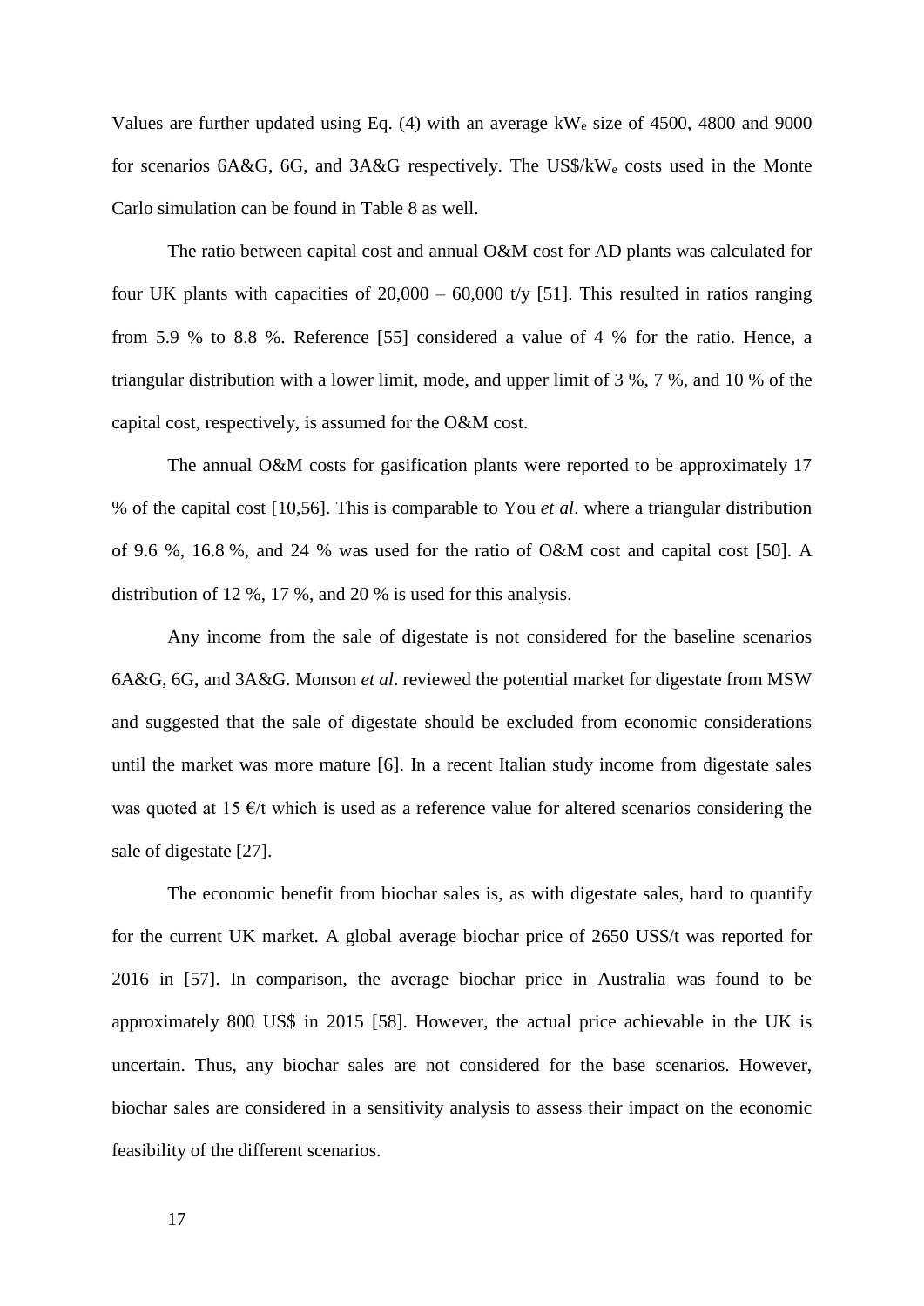Values are further updated using Eq. (4) with an average $kW_e$ size of 4500, 4800 and 9000 for scenarios 6A&G, 6G, and 3A&G respectively. The US$/$kW_e$ costs used in the Monte Carlo simulation can be found in Table 8 as well.

The ratio between capital cost and annual O&M cost for AD plants was calculated for four UK plants with capacities of 20,000 – 60,000 t/y [51]. This resulted in ratios ranging from 5.9 % to 8.8 %. Reference [55] considered a value of 4 % for the ratio. Hence, a triangular distribution with a lower limit, mode, and upper limit of 3 %, 7 %, and 10 % of the capital cost, respectively, is assumed for the O&M cost.

The annual O&M costs for gasification plants were reported to be approximately 17 % of the capital cost [10,56]. This is comparable to You *et al*. where a triangular distribution of 9.6 %, 16.8 %, and 24 % was used for the ratio of O&M cost and capital cost [50]. A distribution of 12 %, 17 %, and 20 % is used for this analysis.

Any income from the sale of digestate is not considered for the baseline scenarios 6A&G, 6G, and 3A&G. Monson *et al*. reviewed the potential market for digestate from MSW and suggested that the sale of digestate should be excluded from economic considerations until the market was more mature [6]. In a recent Italian study income from digestate sales was quoted at 15 €/t which is used as a reference value for altered scenarios considering the sale of digestate [27].

The economic benefit from biochar sales is, as with digestate sales, hard to quantify for the current UK market. A global average biochar price of 2650 US$/t was reported for 2016 in [57]. In comparison, the average biochar price in Australia was found to be approximately 800 US$ in 2015 [58]. However, the actual price achievable in the UK is uncertain. Thus, any biochar sales are not considered for the base scenarios. However, biochar sales are considered in a sensitivity analysis to assess their impact on the economic feasibility of the different scenarios.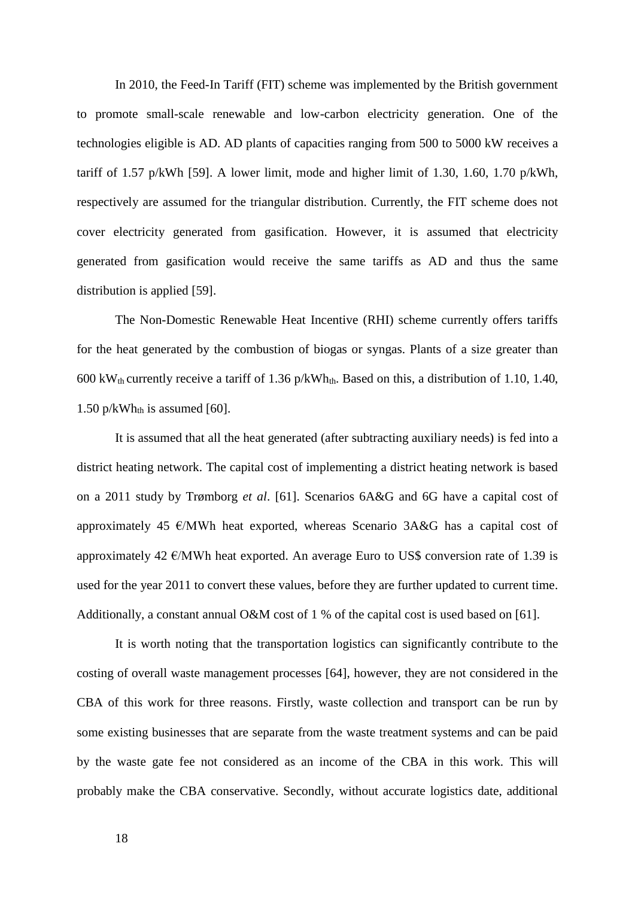In 2010, the Feed-In Tariff (FIT) scheme was implemented by the British government to promote small-scale renewable and low-carbon electricity generation. One of the technologies eligible is AD. AD plants of capacities ranging from 500 to 5000 kW receives a tariff of 1.57 p/kWh [59]. A lower limit, mode and higher limit of 1.30, 1.60, 1.70 p/kWh, respectively are assumed for the triangular distribution. Currently, the FIT scheme does not cover electricity generated from gasification. However, it is assumed that electricity generated from gasification would receive the same tariffs as AD and thus the same distribution is applied [59].

The Non-Domestic Renewable Heat Incentive (RHI) scheme currently offers tariffs for the heat generated by the combustion of biogas or syngas. Plants of a size greater than 600 $kW_{th}$ currently receive a tariff of 1.36 $p/kWh_{th}$. Based on this, a distribution of 1.10, 1.40, 1.50 $p/kWh_{th}$ is assumed [60].

It is assumed that all the heat generated (after subtracting auxiliary needs) is fed into a district heating network. The capital cost of implementing a district heating network is based on a 2011 study by Trømborg *et al*. [61]. Scenarios 6A&G and 6G have a capital cost of approximately 45 €/MWh heat exported, whereas Scenario 3A&G has a capital cost of approximately 42 €/MWh heat exported. An average Euro to US$ conversion rate of 1.39 is used for the year 2011 to convert these values, before they are further updated to current time. Additionally, a constant annual O&M cost of 1 % of the capital cost is used based on [61].

It is worth noting that the transportation logistics can significantly contribute to the costing of overall waste management processes [64], however, they are not considered in the CBA of this work for three reasons. Firstly, waste collection and transport can be run by some existing businesses that are separate from the waste treatment systems and can be paid by the waste gate fee not considered as an income of the CBA in this work. This will probably make the CBA conservative. Secondly, without accurate logistics date, additional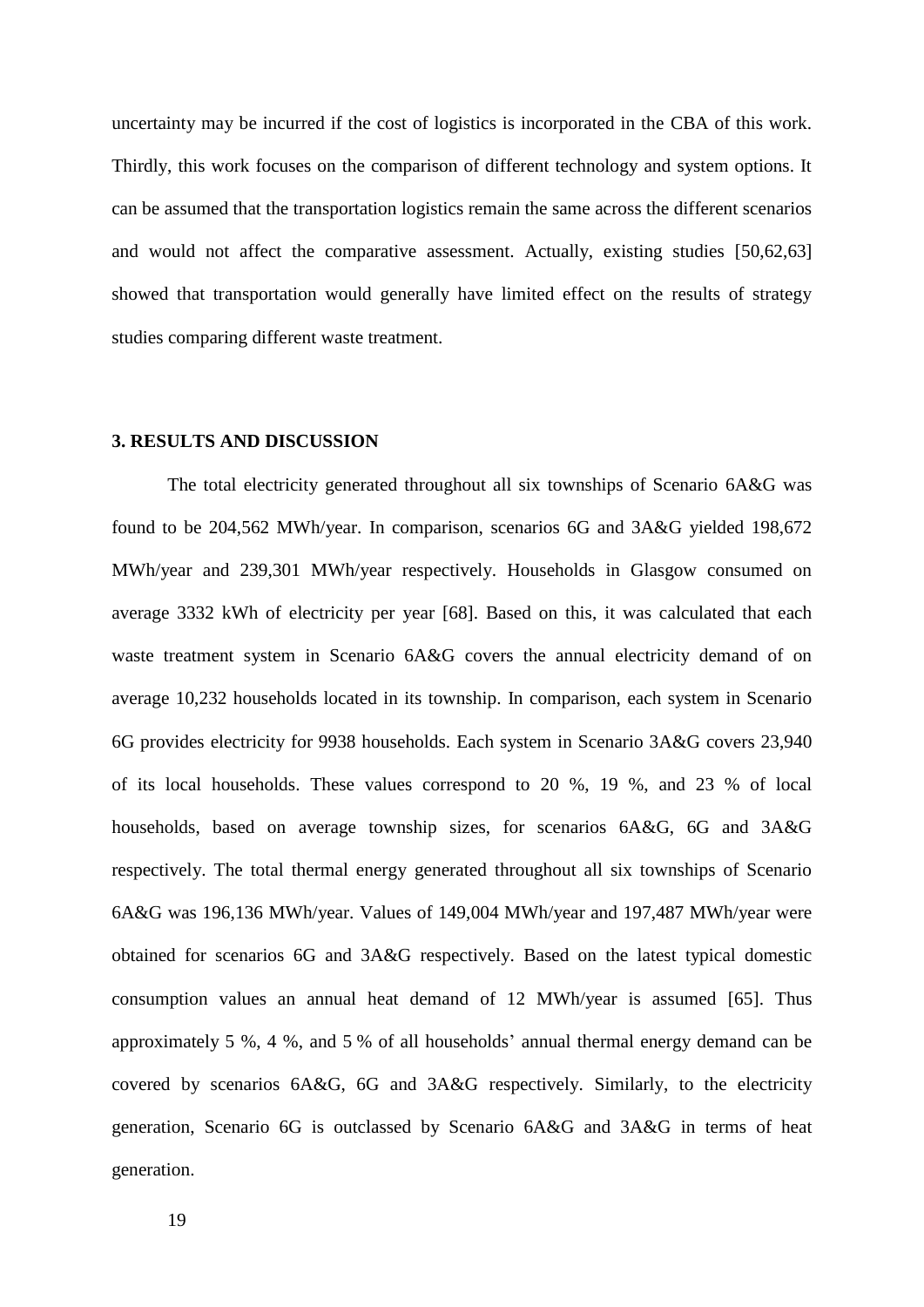uncertainty may be incurred if the cost of logistics is incorporated in the CBA of this work. Thirdly, this work focuses on the comparison of different technology and system options. It can be assumed that the transportation logistics remain the same across the different scenarios and would not affect the comparative assessment. Actually, existing studies [50,62,63] showed that transportation would generally have limited effect on the results of strategy studies comparing different waste treatment.

## 3. RESULTS AND DISCUSSION

The total electricity generated throughout all six townships of Scenario 6A&G was found to be 204,562 MWh/year. In comparison, scenarios 6G and 3A&G yielded 198,672 MWh/year and 239,301 MWh/year respectively. Households in Glasgow consumed on average 3332 kWh of electricity per year [68]. Based on this, it was calculated that each waste treatment system in Scenario 6A&G covers the annual electricity demand of on average 10,232 households located in its township. In comparison, each system in Scenario 6G provides electricity for 9938 households. Each system in Scenario 3A&G covers 23,940 of its local households. These values correspond to 20 %, 19 %, and 23 % of local households, based on average township sizes, for scenarios 6A&G, 6G and 3A&G respectively. The total thermal energy generated throughout all six townships of Scenario 6A&G was 196,136 MWh/year. Values of 149,004 MWh/year and 197,487 MWh/year were obtained for scenarios 6G and 3A&G respectively. Based on the latest typical domestic consumption values an annual heat demand of 12 MWh/year is assumed [65]. Thus approximately 5 %, 4 %, and 5 % of all households' annual thermal energy demand can be covered by scenarios 6A&G, 6G and 3A&G respectively. Similarly, to the electricity generation, Scenario 6G is outclassed by Scenario 6A&G and 3A&G in terms of heat generation.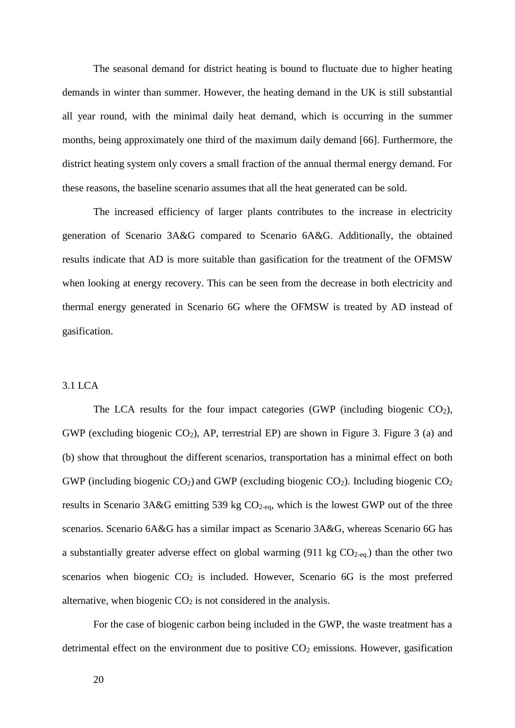The seasonal demand for district heating is bound to fluctuate due to higher heating demands in winter than summer. However, the heating demand in the UK is still substantial all year round, with the minimal daily heat demand, which is occurring in the summer months, being approximately one third of the maximum daily demand [66]. Furthermore, the district heating system only covers a small fraction of the annual thermal energy demand. For these reasons, the baseline scenario assumes that all the heat generated can be sold.

The increased efficiency of larger plants contributes to the increase in electricity generation of Scenario 3A&G compared to Scenario 6A&G. Additionally, the obtained results indicate that AD is more suitable than gasification for the treatment of the OFMSW when looking at energy recovery. This can be seen from the decrease in both electricity and thermal energy generated in Scenario 6G where the OFMSW is treated by AD instead of gasification.

## 3.1 LCA

The LCA results for the four impact categories (GWP (including biogenic $CO_2$), GWP (excluding biogenic $CO_2$), AP, terrestrial EP) are shown in Figure 3. Figure 3 (a) and (b) show that throughout the different scenarios, transportation has a minimal effect on both GWP (including biogenic $CO_2$) and GWP (excluding biogenic $CO_2$). Including biogenic $CO_2$ results in Scenario 3A&G emitting 539 kg $CO_{2\text{-eq}}$, which is the lowest GWP out of the three scenarios. Scenario 6A&G has a similar impact as Scenario 3A&G, whereas Scenario 6G has a substantially greater adverse effect on global warming (911 kg $CO_{2\text{-eq.}}$) than the other two scenarios when biogenic $CO_2$ is included. However, Scenario 6G is the most preferred alternative, when biogenic $CO_2$ is not considered in the analysis.

For the case of biogenic carbon being included in the GWP, the waste treatment has a detrimental effect on the environment due to positive $CO_2$ emissions. However, gasification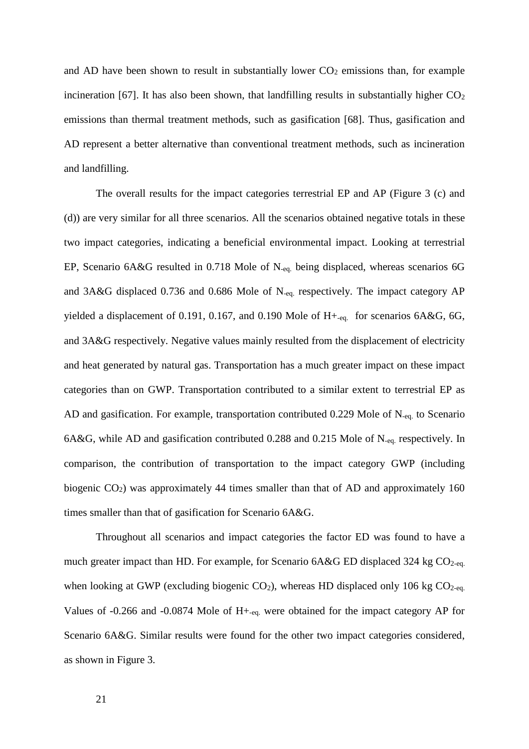and AD have been shown to result in substantially lower $CO_2$ emissions than, for example incineration [67]. It has also been shown, that landfilling results in substantially higher $CO_2$ emissions than thermal treatment methods, such as gasification [68]. Thus, gasification and AD represent a better alternative than conventional treatment methods, such as incineration and landfilling.

The overall results for the impact categories terrestrial EP and AP (Figure 3 (c) and (d)) are very similar for all three scenarios. All the scenarios obtained negative totals in these two impact categories, indicating a beneficial environmental impact. Looking at terrestrial EP, Scenario 6A&G resulted in 0.718 Mole of $N_{-eq.}$ being displaced, whereas scenarios 6G and 3A&G displaced 0.736 and 0.686 Mole of $N_{-eq.}$ respectively. The impact category AP yielded a displacement of 0.191, 0.167, and 0.190 Mole of $H+_{-eq.}$ for scenarios 6A&G, 6G, and 3A&G respectively. Negative values mainly resulted from the displacement of electricity and heat generated by natural gas. Transportation has a much greater impact on these impact categories than on GWP. Transportation contributed to a similar extent to terrestrial EP as AD and gasification. For example, transportation contributed 0.229 Mole of $N_{-eq.}$ to Scenario 6A&G, while AD and gasification contributed 0.288 and 0.215 Mole of $N_{-eq.}$ respectively. In comparison, the contribution of transportation to the impact category GWP (including biogenic $CO_2$) was approximately 44 times smaller than that of AD and approximately 160 times smaller than that of gasification for Scenario 6A&G.

Throughout all scenarios and impact categories the factor ED was found to have a much greater impact than HD. For example, for Scenario 6A&G ED displaced 324 kg $CO_{2\text{-eq.}}$ when looking at GWP (excluding biogenic $CO_2$), whereas HD displaced only 106 kg $CO_{2\text{-eq.}}$ Values of -0.266 and -0.0874 Mole of $H+_{-eq.}$ were obtained for the impact category AP for Scenario 6A&G. Similar results were found for the other two impact categories considered, as shown in Figure 3.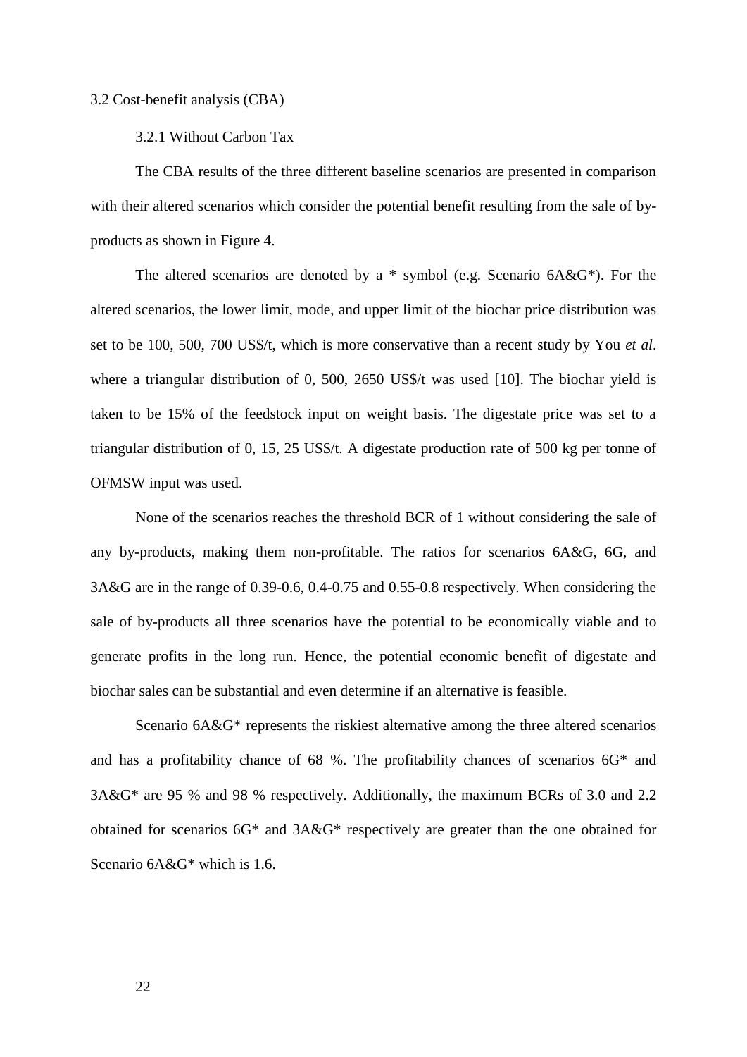## 3.2 Cost-benefit analysis (CBA)

### 3.2.1 Without Carbon Tax

The CBA results of the three different baseline scenarios are presented in comparison with their altered scenarios which consider the potential benefit resulting from the sale of by-products as shown in Figure 4.

The altered scenarios are denoted by a * symbol (e.g. Scenario 6A&G*). For the altered scenarios, the lower limit, mode, and upper limit of the biochar price distribution was set to be 100, 500, 700 US$/t, which is more conservative than a recent study by You *et al*. where a triangular distribution of 0, 500, 2650 US$/t was used [10]. The biochar yield is taken to be 15% of the feedstock input on weight basis. The digestate price was set to a triangular distribution of 0, 15, 25 US$/t. A digestate production rate of 500 kg per tonne of OFMSW input was used.

None of the scenarios reaches the threshold BCR of 1 without considering the sale of any by-products, making them non-profitable. The ratios for scenarios 6A&G, 6G, and 3A&G are in the range of 0.39-0.6, 0.4-0.75 and 0.55-0.8 respectively. When considering the sale of by-products all three scenarios have the potential to be economically viable and to generate profits in the long run. Hence, the potential economic benefit of digestate and biochar sales can be substantial and even determine if an alternative is feasible.

Scenario 6A&G* represents the riskiest alternative among the three altered scenarios and has a profitability chance of 68 %. The profitability chances of scenarios 6G* and 3A&G* are 95 % and 98 % respectively. Additionally, the maximum BCRs of 3.0 and 2.2 obtained for scenarios 6G* and 3A&G* respectively are greater than the one obtained for Scenario 6A&G* which is 1.6.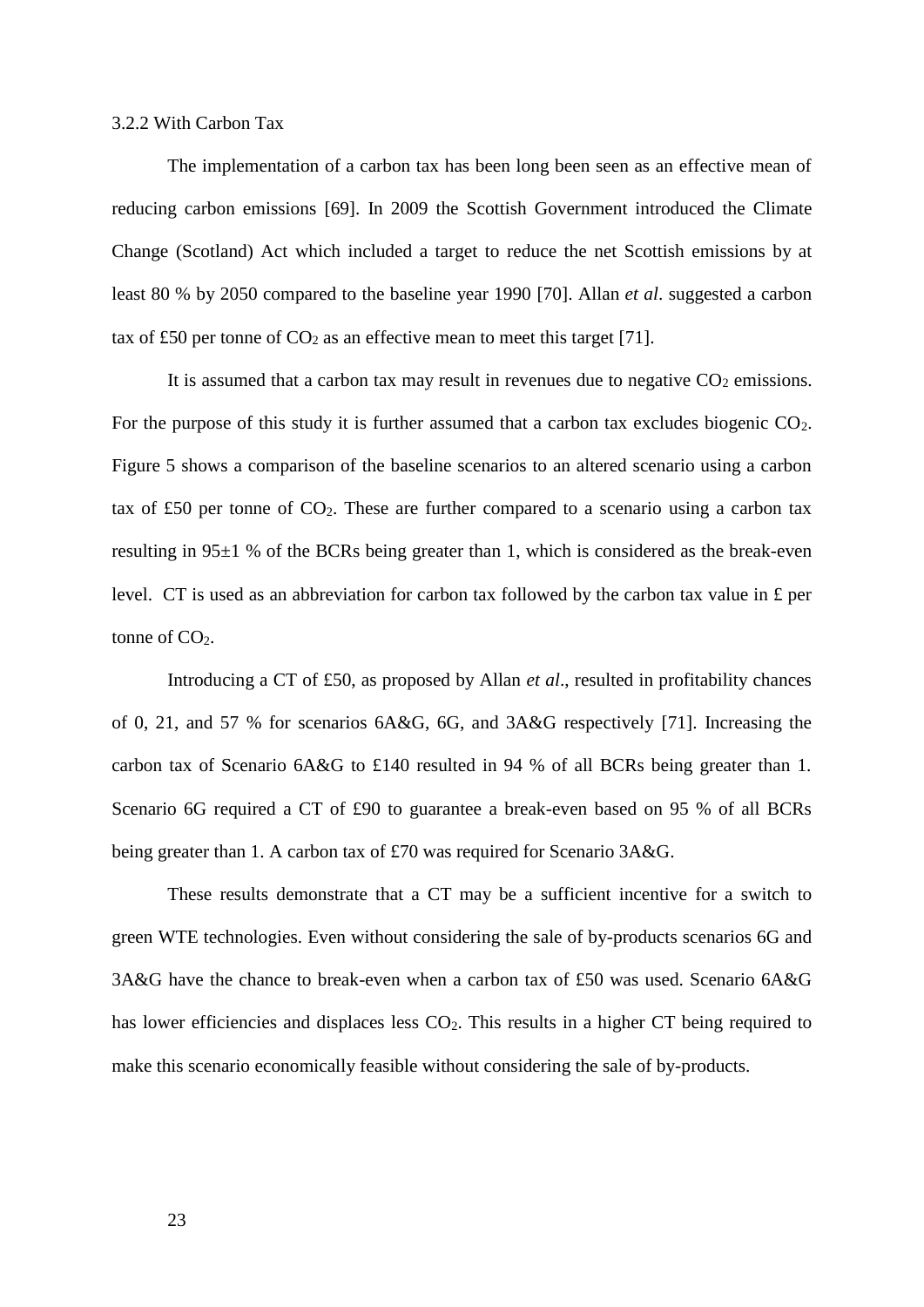### 3.2.2 With Carbon Tax

The implementation of a carbon tax has been long been seen as an effective mean of reducing carbon emissions [69]. In 2009 the Scottish Government introduced the Climate Change (Scotland) Act which included a target to reduce the net Scottish emissions by at least 80 % by 2050 compared to the baseline year 1990 [70]. Allan *et al*. suggested a carbon tax of £50 per tonne of $CO_2$ as an effective mean to meet this target [71].

It is assumed that a carbon tax may result in revenues due to negative $CO_2$ emissions. For the purpose of this study it is further assumed that a carbon tax excludes biogenic $CO_2$. Figure 5 shows a comparison of the baseline scenarios to an altered scenario using a carbon tax of £50 per tonne of $CO_2$. These are further compared to a scenario using a carbon tax resulting in 95±1 % of the BCRs being greater than 1, which is considered as the break-even level. CT is used as an abbreviation for carbon tax followed by the carbon tax value in £ per tonne of $CO_2$.

Introducing a CT of £50, as proposed by Allan *et al*., resulted in profitability chances of 0, 21, and 57 % for scenarios 6A&G, 6G, and 3A&G respectively [71]. Increasing the carbon tax of Scenario 6A&G to £140 resulted in 94 % of all BCRs being greater than 1. Scenario 6G required a CT of £90 to guarantee a break-even based on 95 % of all BCRs being greater than 1. A carbon tax of £70 was required for Scenario 3A&G.

These results demonstrate that a CT may be a sufficient incentive for a switch to green WTE technologies. Even without considering the sale of by-products scenarios 6G and 3A&G have the chance to break-even when a carbon tax of £50 was used. Scenario 6A&G has lower efficiencies and displaces less $CO_2$. This results in a higher CT being required to make this scenario economically feasible without considering the sale of by-products.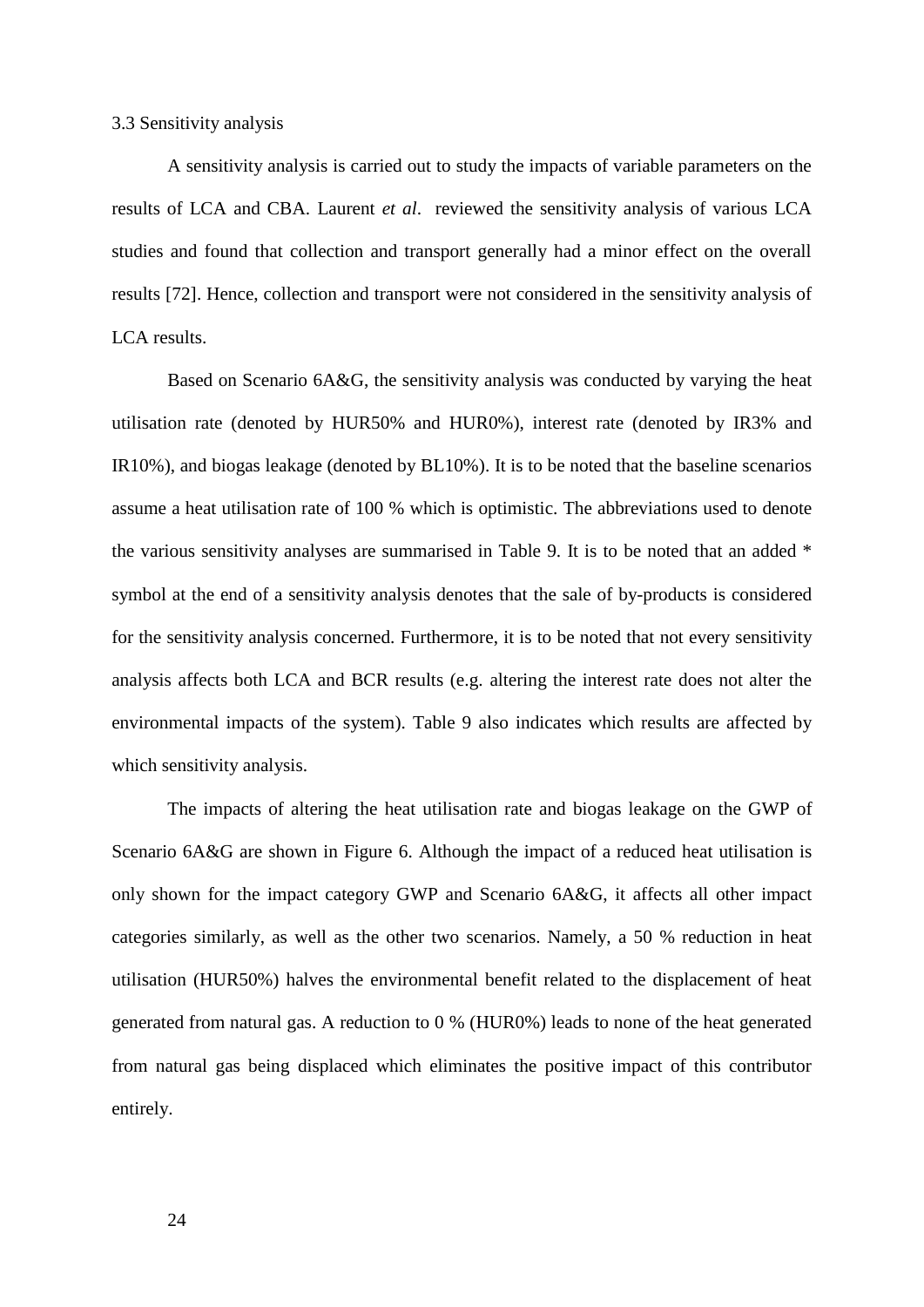### 3.3 Sensitivity analysis

A sensitivity analysis is carried out to study the impacts of variable parameters on the results of LCA and CBA. Laurent *et al*. reviewed the sensitivity analysis of various LCA studies and found that collection and transport generally had a minor effect on the overall results [72]. Hence, collection and transport were not considered in the sensitivity analysis of LCA results.

Based on Scenario 6A&G, the sensitivity analysis was conducted by varying the heat utilisation rate (denoted by HUR50% and HUR0%), interest rate (denoted by IR3% and IR10%), and biogas leakage (denoted by BL10%). It is to be noted that the baseline scenarios assume a heat utilisation rate of 100 % which is optimistic. The abbreviations used to denote the various sensitivity analyses are summarised in Table 9. It is to be noted that an added * symbol at the end of a sensitivity analysis denotes that the sale of by-products is considered for the sensitivity analysis concerned. Furthermore, it is to be noted that not every sensitivity analysis affects both LCA and BCR results (e.g. altering the interest rate does not alter the environmental impacts of the system). Table 9 also indicates which results are affected by which sensitivity analysis.

The impacts of altering the heat utilisation rate and biogas leakage on the GWP of Scenario 6A&G are shown in Figure 6. Although the impact of a reduced heat utilisation is only shown for the impact category GWP and Scenario 6A&G, it affects all other impact categories similarly, as well as the other two scenarios. Namely, a 50 % reduction in heat utilisation (HUR50%) halves the environmental benefit related to the displacement of heat generated from natural gas. A reduction to 0 % (HUR0%) leads to none of the heat generated from natural gas being displaced which eliminates the positive impact of this contributor entirely.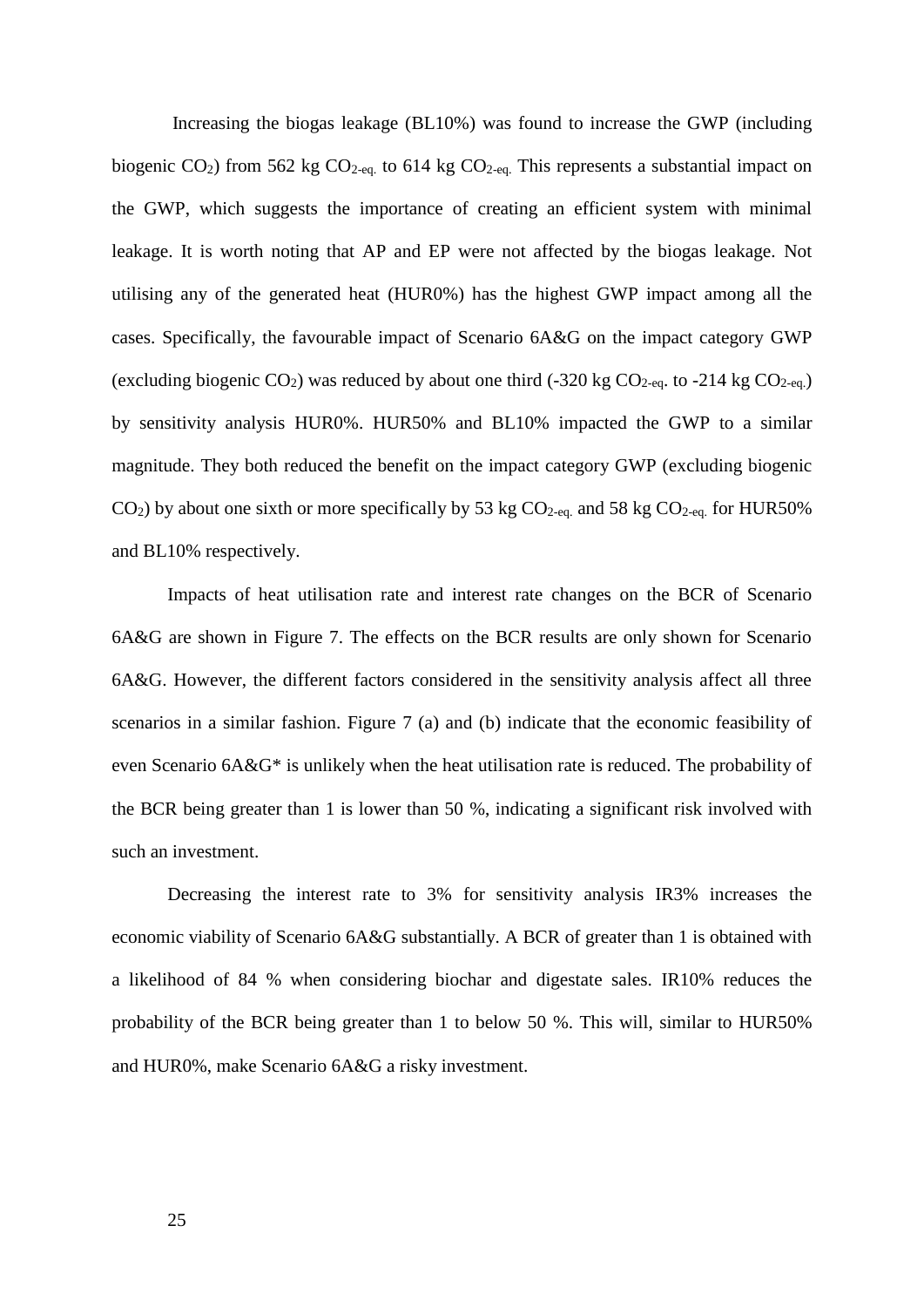Increasing the biogas leakage (BL10%) was found to increase the GWP (including biogenic $CO_2$) from 562 kg $CO_{2\text{-eq.}}$ to 614 kg $CO_{2\text{-eq.}}$ This represents a substantial impact on the GWP, which suggests the importance of creating an efficient system with minimal leakage. It is worth noting that AP and EP were not affected by the biogas leakage. Not utilising any of the generated heat (HUR0%) has the highest GWP impact among all the cases. Specifically, the favourable impact of Scenario 6A&G on the impact category GWP (excluding biogenic $CO_2$) was reduced by about one third (-320 kg $CO_{2\text{-eq}}$. to -214 kg $CO_{2\text{-eq.}}$) by sensitivity analysis HUR0%. HUR50% and BL10% impacted the GWP to a similar magnitude. They both reduced the benefit on the impact category GWP (excluding biogenic $CO_2$) by about one sixth or more specifically by 53 kg $CO_{2\text{-eq.}}$ and 58 kg $CO_{2\text{-eq.}}$ for HUR50% and BL10% respectively.

Impacts of heat utilisation rate and interest rate changes on the BCR of Scenario 6A&G are shown in Figure 7. The effects on the BCR results are only shown for Scenario 6A&G. However, the different factors considered in the sensitivity analysis affect all three scenarios in a similar fashion. Figure 7 (a) and (b) indicate that the economic feasibility of even Scenario 6A&G* is unlikely when the heat utilisation rate is reduced. The probability of the BCR being greater than 1 is lower than 50 %, indicating a significant risk involved with such an investment.

Decreasing the interest rate to 3% for sensitivity analysis IR3% increases the economic viability of Scenario 6A&G substantially. A BCR of greater than 1 is obtained with a likelihood of 84 % when considering biochar and digestate sales. IR10% reduces the probability of the BCR being greater than 1 to below 50 %. This will, similar to HUR50% and HUR0%, make Scenario 6A&G a risky investment.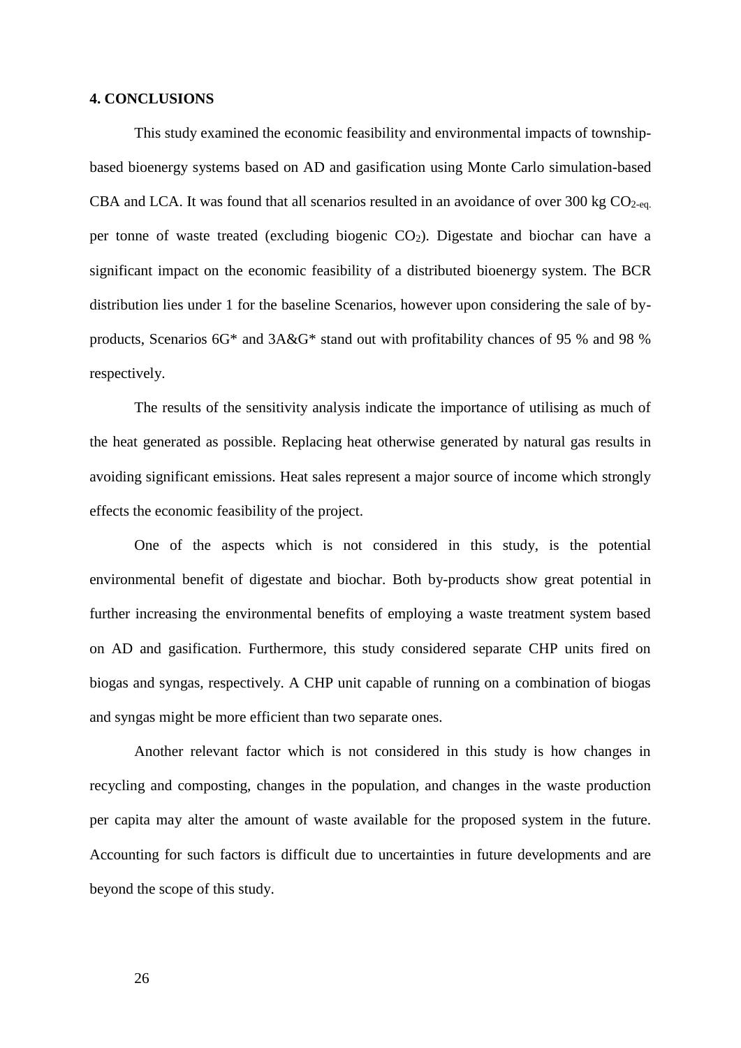## 4. CONCLUSIONS

This study examined the economic feasibility and environmental impacts of township-based bioenergy systems based on AD and gasification using Monte Carlo simulation-based CBA and LCA. It was found that all scenarios resulted in an avoidance of over 300 kg $CO_{2\text{-eq.}}$ per tonne of waste treated (excluding biogenic $CO_2$). Digestate and biochar can have a significant impact on the economic feasibility of a distributed bioenergy system. The BCR distribution lies under 1 for the baseline Scenarios, however upon considering the sale of by-products, Scenarios 6G* and 3A&G* stand out with profitability chances of 95 % and 98 % respectively.

The results of the sensitivity analysis indicate the importance of utilising as much of the heat generated as possible. Replacing heat otherwise generated by natural gas results in avoiding significant emissions. Heat sales represent a major source of income which strongly effects the economic feasibility of the project.

One of the aspects which is not considered in this study, is the potential environmental benefit of digestate and biochar. Both by-products show great potential in further increasing the environmental benefits of employing a waste treatment system based on AD and gasification. Furthermore, this study considered separate CHP units fired on biogas and syngas, respectively. A CHP unit capable of running on a combination of biogas and syngas might be more efficient than two separate ones.

Another relevant factor which is not considered in this study is how changes in recycling and composting, changes in the population, and changes in the waste production per capita may alter the amount of waste available for the proposed system in the future. Accounting for such factors is difficult due to uncertainties in future developments and are beyond the scope of this study.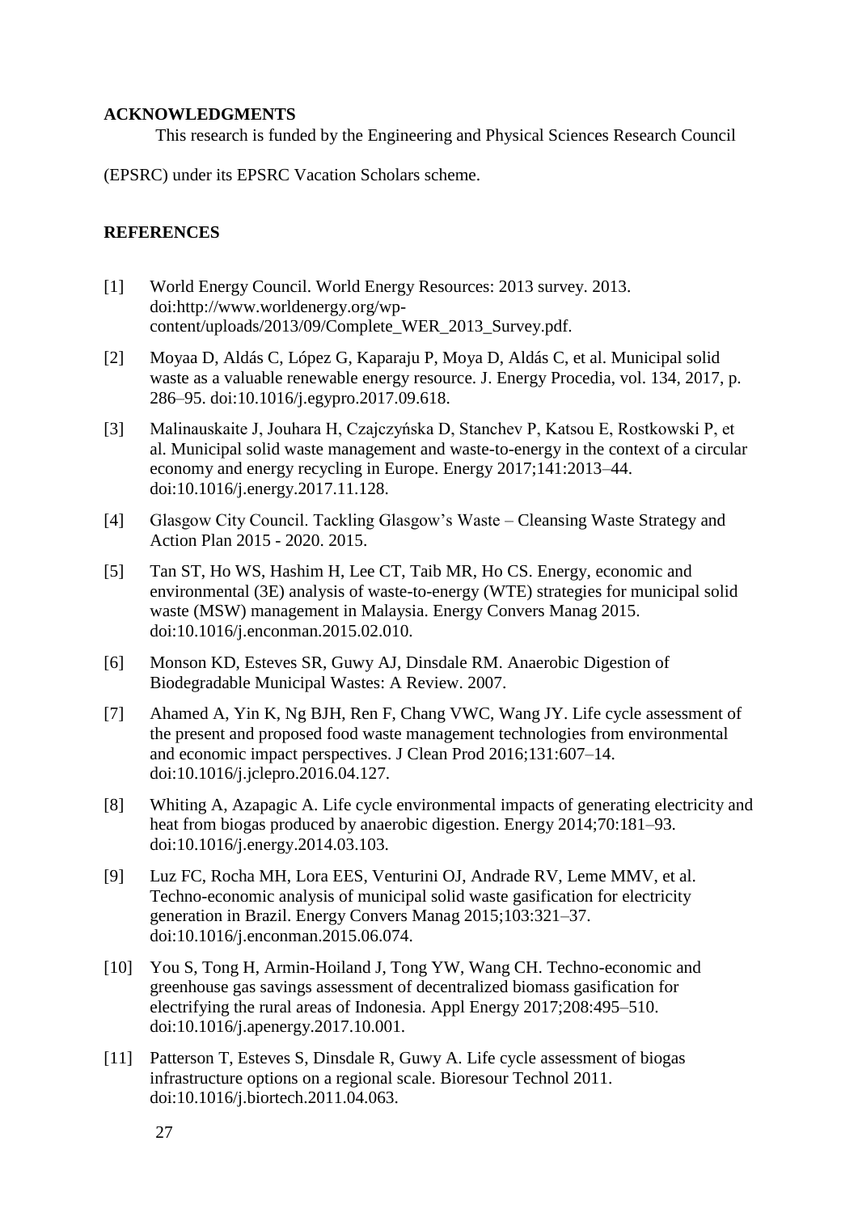## ACKNOWLEDGMENTS

This research is funded by the Engineering and Physical Sciences Research Council (EPSRC) under its EPSRC Vacation Scholars scheme.

## REFERENCES

[1] World Energy Council. World Energy Resources: 2013 survey. 2013. doi:http://www.worldenergy.org/wp-content/uploads/2013/09/Complete_WER_2013_Survey.pdf.

[2] Moyaa D, Aldás C, López G, Kaparaju P, Moya D, Aldás C, et al. Municipal solid waste as a valuable renewable energy resource. J. Energy Procedia, vol. 134, 2017, p. 286–95. doi:10.1016/j.egypro.2017.09.618.

[3] Malinauskaite J, Jouhara H, Czajczyńska D, Stanchev P, Katsou E, Rostkowski P, et al. Municipal solid waste management and waste-to-energy in the context of a circular economy and energy recycling in Europe. Energy 2017;141:2013–44. doi:10.1016/j.energy.2017.11.128.

[4] Glasgow City Council. Tackling Glasgow's Waste – Cleansing Waste Strategy and Action Plan 2015 - 2020. 2015.

[5] Tan ST, Ho WS, Hashim H, Lee CT, Taib MR, Ho CS. Energy, economic and environmental (3E) analysis of waste-to-energy (WTE) strategies for municipal solid waste (MSW) management in Malaysia. Energy Convers Manag 2015. doi:10.1016/j.enconman.2015.02.010.

[6] Monson KD, Esteves SR, Guwy AJ, Dinsdale RM. Anaerobic Digestion of Biodegradable Municipal Wastes: A Review. 2007.

[7] Ahamed A, Yin K, Ng BJH, Ren F, Chang VWC, Wang JY. Life cycle assessment of the present and proposed food waste management technologies from environmental and economic impact perspectives. J Clean Prod 2016;131:607–14. doi:10.1016/j.jclepro.2016.04.127.

[8] Whiting A, Azapagic A. Life cycle environmental impacts of generating electricity and heat from biogas produced by anaerobic digestion. Energy 2014;70:181–93. doi:10.1016/j.energy.2014.03.103.

[9] Luz FC, Rocha MH, Lora EES, Venturini OJ, Andrade RV, Leme MMV, et al. Techno-economic analysis of municipal solid waste gasification for electricity generation in Brazil. Energy Convers Manag 2015;103:321–37. doi:10.1016/j.enconman.2015.06.074.

[10] You S, Tong H, Armin-Hoiland J, Tong YW, Wang CH. Techno-economic and greenhouse gas savings assessment of decentralized biomass gasification for electrifying the rural areas of Indonesia. Appl Energy 2017;208:495–510. doi:10.1016/j.apenergy.2017.10.001.

[11] Patterson T, Esteves S, Dinsdale R, Guwy A. Life cycle assessment of biogas infrastructure options on a regional scale. Bioresour Technol 2011. doi:10.1016/j.biortech.2011.04.063.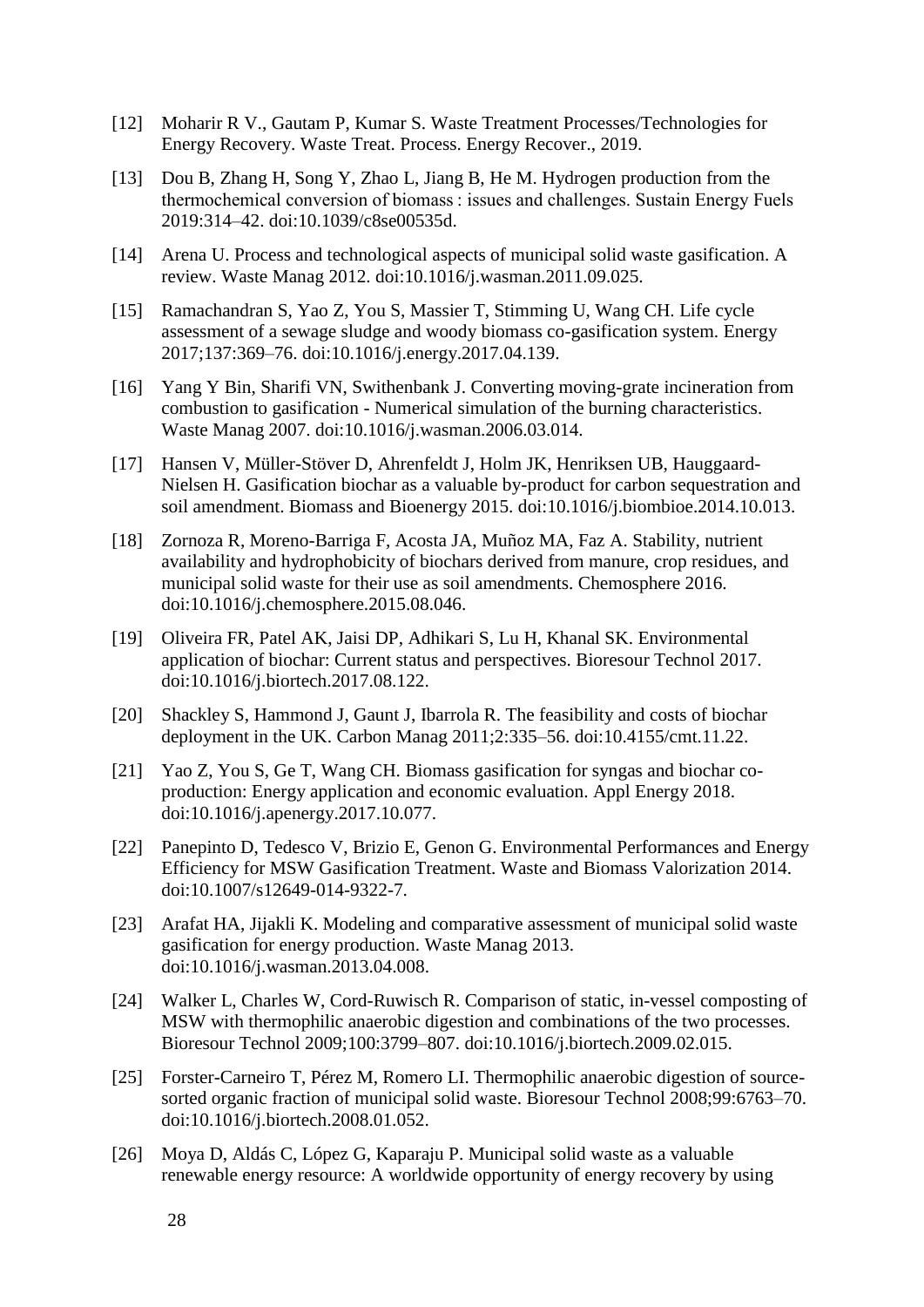[12] Moharir R V., Gautam P, Kumar S. Waste Treatment Processes/Technologies for Energy Recovery. Waste Treat. Process. Energy Recover., 2019.

[13] Dou B, Zhang H, Song Y, Zhao L, Jiang B, He M. Hydrogen production from the thermochemical conversion of biomass : issues and challenges. Sustain Energy Fuels 2019:314–42. doi:10.1039/c8se00535d.

[14] Arena U. Process and technological aspects of municipal solid waste gasification. A review. Waste Manag 2012. doi:10.1016/j.wasman.2011.09.025.

[15] Ramachandran S, Yao Z, You S, Massier T, Stimming U, Wang CH. Life cycle assessment of a sewage sludge and woody biomass co-gasification system. Energy 2017;137:369–76. doi:10.1016/j.energy.2017.04.139.

[16] Yang Y Bin, Sharifi VN, Swithenbank J. Converting moving-grate incineration from combustion to gasification - Numerical simulation of the burning characteristics. Waste Manag 2007. doi:10.1016/j.wasman.2006.03.014.

[17] Hansen V, Müller-Stöver D, Ahrenfeldt J, Holm JK, Henriksen UB, Hauggaard-Nielsen H. Gasification biochar as a valuable by-product for carbon sequestration and soil amendment. Biomass and Bioenergy 2015. doi:10.1016/j.biombioe.2014.10.013.

[18] Zornoza R, Moreno-Barriga F, Acosta JA, Muñoz MA, Faz A. Stability, nutrient availability and hydrophobicity of biochars derived from manure, crop residues, and municipal solid waste for their use as soil amendments. Chemosphere 2016. doi:10.1016/j.chemosphere.2015.08.046.

[19] Oliveira FR, Patel AK, Jaisi DP, Adhikari S, Lu H, Khanal SK. Environmental application of biochar: Current status and perspectives. Bioresour Technol 2017. doi:10.1016/j.biortech.2017.08.122.

[20] Shackley S, Hammond J, Gaunt J, Ibarrola R. The feasibility and costs of biochar deployment in the UK. Carbon Manag 2011;2:335–56. doi:10.4155/cmt.11.22.

[21] Yao Z, You S, Ge T, Wang CH. Biomass gasification for syngas and biochar co-production: Energy application and economic evaluation. Appl Energy 2018. doi:10.1016/j.apenergy.2017.10.077.

[22] Panepinto D, Tedesco V, Brizio E, Genon G. Environmental Performances and Energy Efficiency for MSW Gasification Treatment. Waste and Biomass Valorization 2014. doi:10.1007/s12649-014-9322-7.

[23] Arafat HA, Jijakli K. Modeling and comparative assessment of municipal solid waste gasification for energy production. Waste Manag 2013. doi:10.1016/j.wasman.2013.04.008.

[24] Walker L, Charles W, Cord-Ruwisch R. Comparison of static, in-vessel composting of MSW with thermophilic anaerobic digestion and combinations of the two processes. Bioresour Technol 2009;100:3799–807. doi:10.1016/j.biortech.2009.02.015.

[25] Forster-Carneiro T, Pérez M, Romero LI. Thermophilic anaerobic digestion of source-sorted organic fraction of municipal solid waste. Bioresour Technol 2008;99:6763–70. doi:10.1016/j.biortech.2008.01.052.

[26] Moya D, Aldás C, López G, Kaparaju P. Municipal solid waste as a valuable renewable energy resource: A worldwide opportunity of energy recovery by using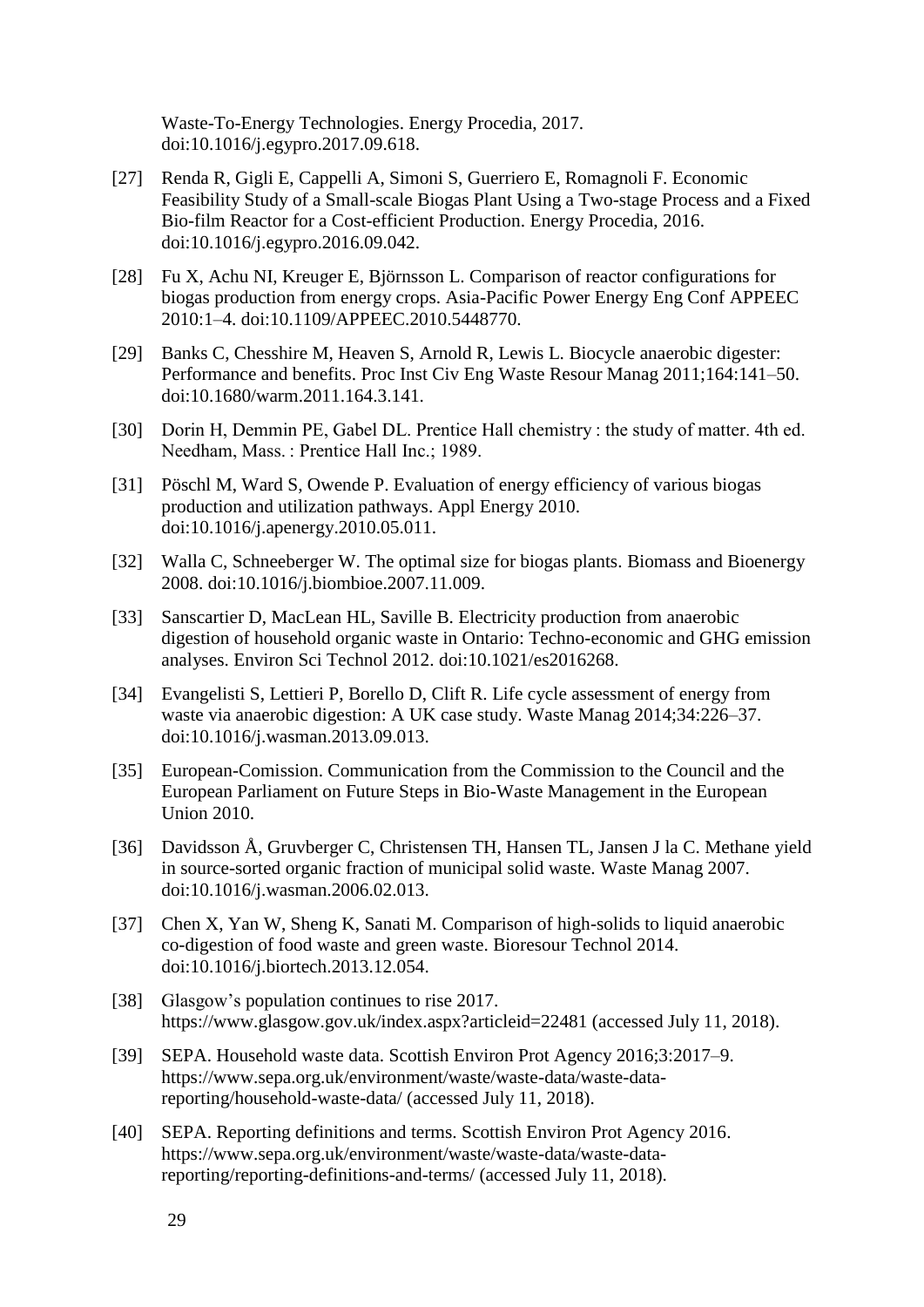Waste-To-Energy Technologies. Energy Procedia, 2017. doi:10.1016/j.egypro.2017.09.618.

[27] Renda R, Gigli E, Cappelli A, Simoni S, Guerriero E, Romagnoli F. Economic Feasibility Study of a Small-scale Biogas Plant Using a Two-stage Process and a Fixed Bio-film Reactor for a Cost-efficient Production. Energy Procedia, 2016. doi:10.1016/j.egypro.2016.09.042.

[28] Fu X, Achu NI, Kreuger E, Björnsson L. Comparison of reactor configurations for biogas production from energy crops. Asia-Pacific Power Energy Eng Conf APPEEC 2010:1–4. doi:10.1109/APPEEC.2010.5448770.

[29] Banks C, Chesshire M, Heaven S, Arnold R, Lewis L. Biocycle anaerobic digester: Performance and benefits. Proc Inst Civ Eng Waste Resour Manag 2011;164:141–50. doi:10.1680/warm.2011.164.3.141.

[30] Dorin H, Demmin PE, Gabel DL. Prentice Hall chemistry : the study of matter. 4th ed. Needham, Mass. : Prentice Hall Inc.; 1989.

[31] Pöschl M, Ward S, Owende P. Evaluation of energy efficiency of various biogas production and utilization pathways. Appl Energy 2010. doi:10.1016/j.apenergy.2010.05.011.

[32] Walla C, Schneeberger W. The optimal size for biogas plants. Biomass and Bioenergy 2008. doi:10.1016/j.biombioe.2007.11.009.

[33] Sanscartier D, MacLean HL, Saville B. Electricity production from anaerobic digestion of household organic waste in Ontario: Techno-economic and GHG emission analyses. Environ Sci Technol 2012. doi:10.1021/es2016268.

[34] Evangelisti S, Lettieri P, Borello D, Clift R. Life cycle assessment of energy from waste via anaerobic digestion: A UK case study. Waste Manag 2014;34:226–37. doi:10.1016/j.wasman.2013.09.013.

[35] European-Comission. Communication from the Commission to the Council and the European Parliament on Future Steps in Bio-Waste Management in the European Union 2010.

[36] Davidsson Å, Gruvberger C, Christensen TH, Hansen TL, Jansen J la C. Methane yield in source-sorted organic fraction of municipal solid waste. Waste Manag 2007. doi:10.1016/j.wasman.2006.02.013.

[37] Chen X, Yan W, Sheng K, Sanati M. Comparison of high-solids to liquid anaerobic co-digestion of food waste and green waste. Bioresour Technol 2014. doi:10.1016/j.biortech.2013.12.054.

[38] Glasgow's population continues to rise 2017. https://www.glasgow.gov.uk/index.aspx?articleid=22481 (accessed July 11, 2018).

[39] SEPA. Household waste data. Scottish Environ Prot Agency 2016;3:2017–9. https://www.sepa.org.uk/environment/waste/waste-data/waste-data-reporting/household-waste-data/ (accessed July 11, 2018).

[40] SEPA. Reporting definitions and terms. Scottish Environ Prot Agency 2016. https://www.sepa.org.uk/environment/waste/waste-data/waste-data-reporting/reporting-definitions-and-terms/ (accessed July 11, 2018).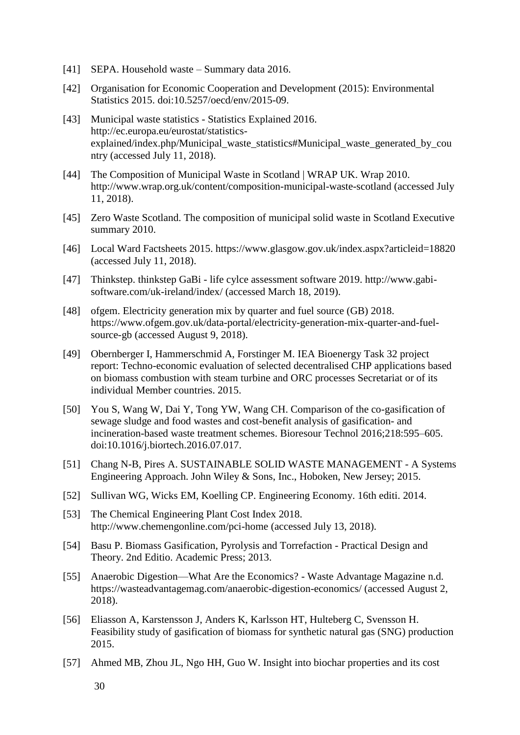[41] SEPA. Household waste – Summary data 2016.

[42] Organisation for Economic Cooperation and Development (2015): Environmental Statistics 2015. doi:10.5257/oecd/env/2015-09.

[43] Municipal waste statistics - Statistics Explained 2016. http://ec.europa.eu/eurostat/statistics-explained/index.php/Municipal_waste_statistics#Municipal_waste_generated_by_country (accessed July 11, 2018).

[44] The Composition of Municipal Waste in Scotland | WRAP UK. Wrap 2010. http://www.wrap.org.uk/content/composition-municipal-waste-scotland (accessed July 11, 2018).

[45] Zero Waste Scotland. The composition of municipal solid waste in Scotland Executive summary 2010.

[46] Local Ward Factsheets 2015. https://www.glasgow.gov.uk/index.aspx?articleid=18820 (accessed July 11, 2018).

[47] Thinkstep. thinkstep GaBi - life cylce assessment software 2019. http://www.gabi-software.com/uk-ireland/index/ (accessed March 18, 2019).

[48] ofgem. Electricity generation mix by quarter and fuel source (GB) 2018. https://www.ofgem.gov.uk/data-portal/electricity-generation-mix-quarter-and-fuel-source-gb (accessed August 9, 2018).

[49] Obernberger I, Hammerschmid A, Forstinger M. IEA Bioenergy Task 32 project report: Techno-economic evaluation of selected decentralised CHP applications based on biomass combustion with steam turbine and ORC processes Secretariat or of its individual Member countries. 2015.

[50] You S, Wang W, Dai Y, Tong YW, Wang CH. Comparison of the co-gasification of sewage sludge and food wastes and cost-benefit analysis of gasification- and incineration-based waste treatment schemes. Bioresour Technol 2016;218:595–605. doi:10.1016/j.biortech.2016.07.017.

[51] Chang N-B, Pires A. SUSTAINABLE SOLID WASTE MANAGEMENT - A Systems Engineering Approach. John Wiley & Sons, Inc., Hoboken, New Jersey; 2015.

[52] Sullivan WG, Wicks EM, Koelling CP. Engineering Economy. 16th editi. 2014.

[53] The Chemical Engineering Plant Cost Index 2018. http://www.chemengonline.com/pci-home (accessed July 13, 2018).

[54] Basu P. Biomass Gasification, Pyrolysis and Torrefaction - Practical Design and Theory. 2nd Editio. Academic Press; 2013.

[55] Anaerobic Digestion—What Are the Economics? - Waste Advantage Magazine n.d. https://wasteadvantagemag.com/anaerobic-digestion-economics/ (accessed August 2, 2018).

[56] Eliasson A, Karstensson J, Anders K, Karlsson HT, Hulteberg C, Svensson H. Feasibility study of gasification of biomass for synthetic natural gas (SNG) production 2015.

[57] Ahmed MB, Zhou JL, Ngo HH, Guo W. Insight into biochar properties and its cost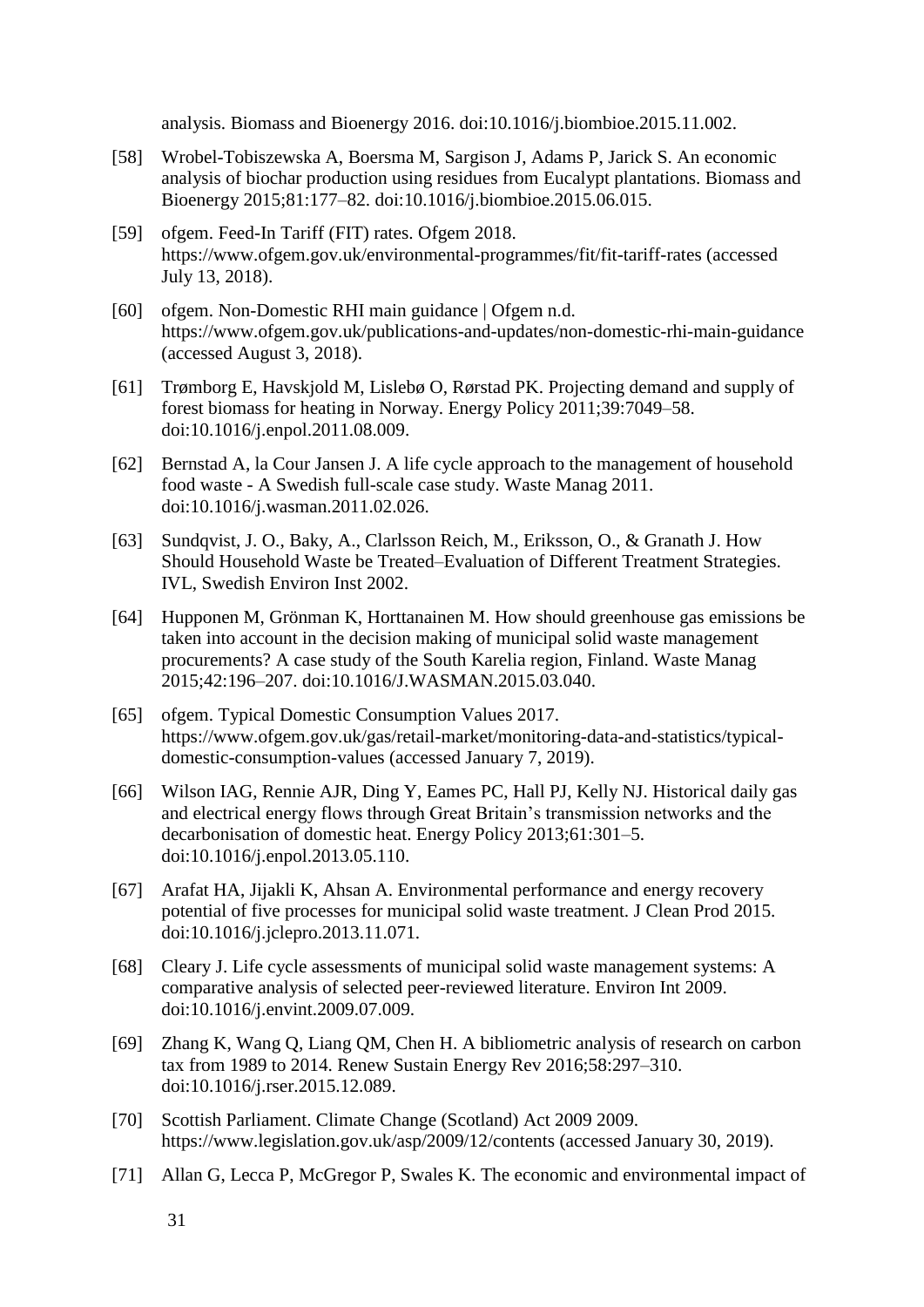analysis. Biomass and Bioenergy 2016. doi:10.1016/j.biombioe.2015.11.002.

[58] Wrobel-Tobiszewska A, Boersma M, Sargison J, Adams P, Jarick S. An economic analysis of biochar production using residues from Eucalypt plantations. Biomass and Bioenergy 2015;81:177–82. doi:10.1016/j.biombioe.2015.06.015.

[59] ofgem. Feed-In Tariff (FIT) rates. Ofgem 2018. https://www.ofgem.gov.uk/environmental-programmes/fit/fit-tariff-rates (accessed July 13, 2018).

[60] ofgem. Non-Domestic RHI main guidance | Ofgem n.d. https://www.ofgem.gov.uk/publications-and-updates/non-domestic-rhi-main-guidance (accessed August 3, 2018).

[61] Trømborg E, Havskjold M, Lislebø O, Rørstad PK. Projecting demand and supply of forest biomass for heating in Norway. Energy Policy 2011;39:7049–58. doi:10.1016/j.enpol.2011.08.009.

[62] Bernstad A, la Cour Jansen J. A life cycle approach to the management of household food waste - A Swedish full-scale case study. Waste Manag 2011. doi:10.1016/j.wasman.2011.02.026.

[63] Sundqvist, J. O., Baky, A., Clarlsson Reich, M., Eriksson, O., & Granath J. How Should Household Waste be Treated–Evaluation of Different Treatment Strategies. IVL, Swedish Environ Inst 2002.

[64] Hupponen M, Grönman K, Horttanainen M. How should greenhouse gas emissions be taken into account in the decision making of municipal solid waste management procurements? A case study of the South Karelia region, Finland. Waste Manag 2015;42:196–207. doi:10.1016/J.WASMAN.2015.03.040.

[65] ofgem. Typical Domestic Consumption Values 2017. https://www.ofgem.gov.uk/gas/retail-market/monitoring-data-and-statistics/typical-domestic-consumption-values (accessed January 7, 2019).

[66] Wilson IAG, Rennie AJR, Ding Y, Eames PC, Hall PJ, Kelly NJ. Historical daily gas and electrical energy flows through Great Britain's transmission networks and the decarbonisation of domestic heat. Energy Policy 2013;61:301–5. doi:10.1016/j.enpol.2013.05.110.

[67] Arafat HA, Jijakli K, Ahsan A. Environmental performance and energy recovery potential of five processes for municipal solid waste treatment. J Clean Prod 2015. doi:10.1016/j.jclepro.2013.11.071.

[68] Cleary J. Life cycle assessments of municipal solid waste management systems: A comparative analysis of selected peer-reviewed literature. Environ Int 2009. doi:10.1016/j.envint.2009.07.009.

[69] Zhang K, Wang Q, Liang QM, Chen H. A bibliometric analysis of research on carbon tax from 1989 to 2014. Renew Sustain Energy Rev 2016;58:297–310. doi:10.1016/j.rser.2015.12.089.

[70] Scottish Parliament. Climate Change (Scotland) Act 2009 2009. https://www.legislation.gov.uk/asp/2009/12/contents (accessed January 30, 2019).

[71] Allan G, Lecca P, McGregor P, Swales K. The economic and environmental impact of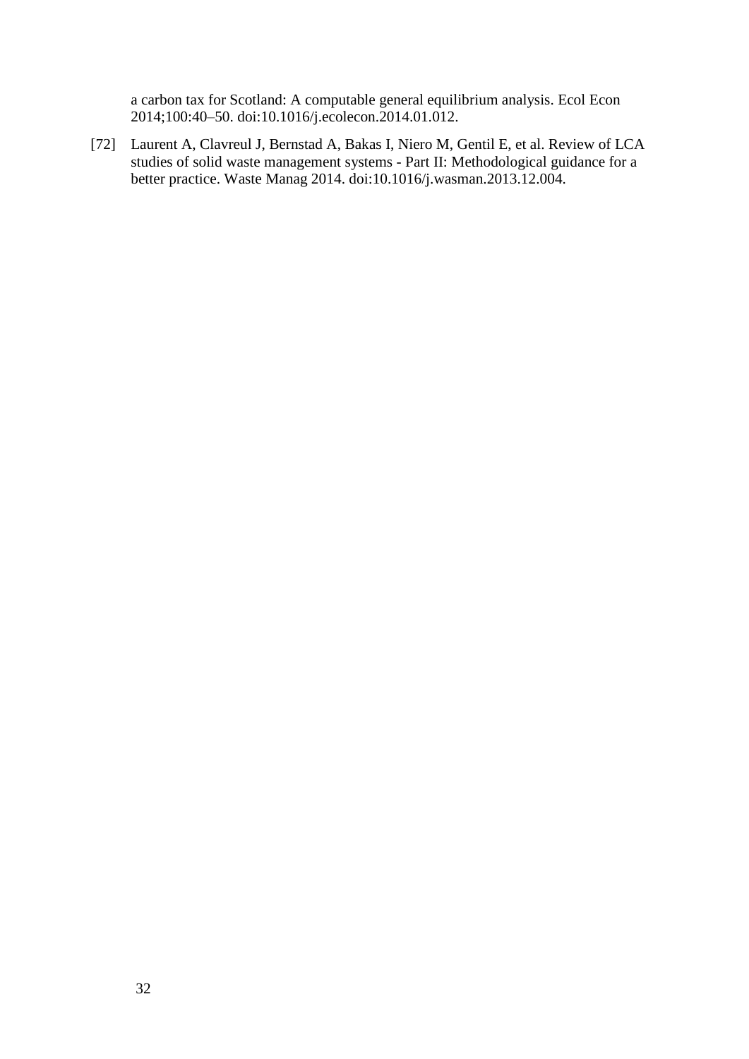a carbon tax for Scotland: A computable general equilibrium analysis. Ecol Econ 2014;100:40–50. doi:10.1016/j.ecolecon.2014.01.012.

[72] Laurent A, Clavreul J, Bernstad A, Bakas I, Niero M, Gentil E, et al. Review of LCA studies of solid waste management systems - Part II: Methodological guidance for a better practice. Waste Manag 2014. doi:10.1016/j.wasman.2013.12.004.